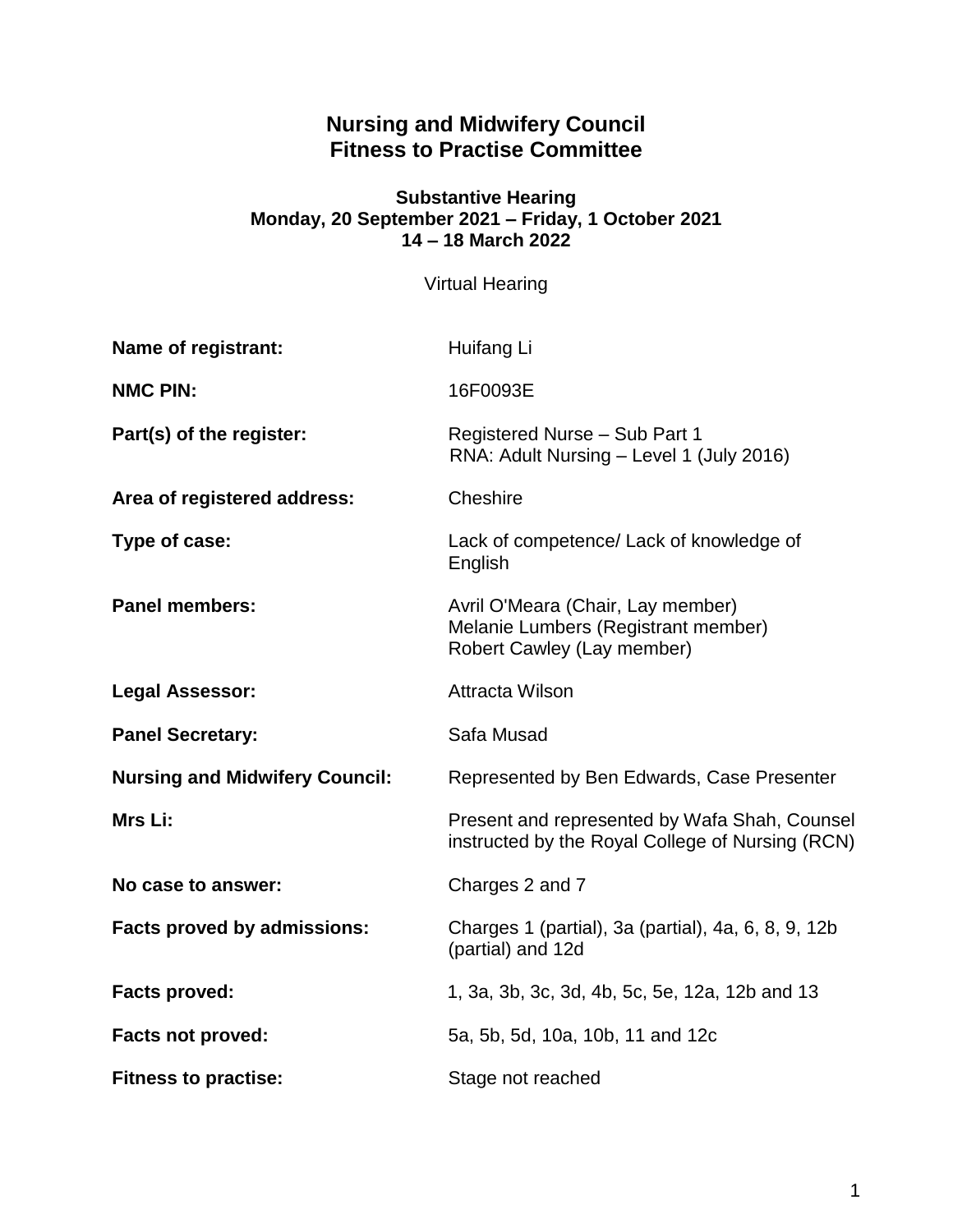# Nursing and Midwifery Council
# Fitness to Practise Committee

**Substantive Hearing**
**Monday, 20 September 2021 – Friday, 1 October 2021**
**14 – 18 March 2022**

Virtual Hearing

| | |
|---|---|
| **Name of registrant:** | Huifang Li |
| **NMC PIN:** | 16F0093E |
| **Part(s) of the register:** | Registered Nurse – Sub Part 1<br>RNA: Adult Nursing – Level 1 (July 2016) |
| **Area of registered address:** | Cheshire |
| **Type of case:** | Lack of competence/ Lack of knowledge of English |
| **Panel members:** | Avril O'Meara (Chair, Lay member)<br>Melanie Lumbers (Registrant member)<br>Robert Cawley (Lay member) |
| **Legal Assessor:** | Attracta Wilson |
| **Panel Secretary:** | Safa Musad |
| **Nursing and Midwifery Council:** | Represented by Ben Edwards, Case Presenter |
| **Mrs Li:** | Present and represented by Wafa Shah, Counsel instructed by the Royal College of Nursing (RCN) |
| **No case to answer:** | Charges 2 and 7 |
| **Facts proved by admissions:** | Charges 1 (partial), 3a (partial), 4a, 6, 8, 9, 12b (partial) and 12d |
| **Facts proved:** | 1, 3a, 3b, 3c, 3d, 4b, 5c, 5e, 12a, 12b and 13 |
| **Facts not proved:** | 5a, 5b, 5d, 10a, 10b, 11 and 12c |
| **Fitness to practise:** | Stage not reached |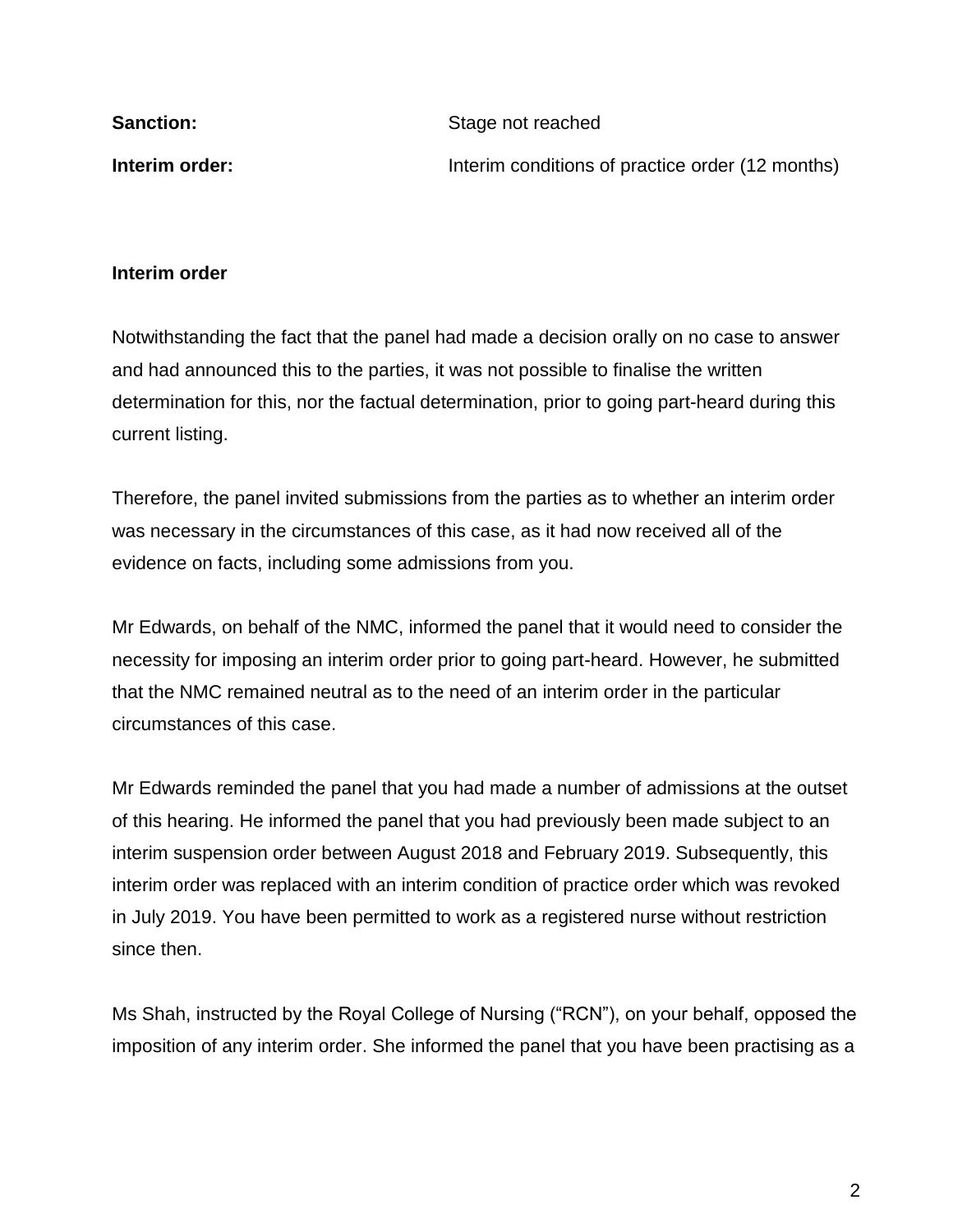**Sanction:** Stage not reached

**Interim order:** Interim conditions of practice order (12 months)

**Interim order**

Notwithstanding the fact that the panel had made a decision orally on no case to answer and had announced this to the parties, it was not possible to finalise the written determination for this, nor the factual determination, prior to going part-heard during this current listing.

Therefore, the panel invited submissions from the parties as to whether an interim order was necessary in the circumstances of this case, as it had now received all of the evidence on facts, including some admissions from you.

Mr Edwards, on behalf of the NMC, informed the panel that it would need to consider the necessity for imposing an interim order prior to going part-heard. However, he submitted that the NMC remained neutral as to the need of an interim order in the particular circumstances of this case.

Mr Edwards reminded the panel that you had made a number of admissions at the outset of this hearing. He informed the panel that you had previously been made subject to an interim suspension order between August 2018 and February 2019. Subsequently, this interim order was replaced with an interim condition of practice order which was revoked in July 2019. You have been permitted to work as a registered nurse without restriction since then.

Ms Shah, instructed by the Royal College of Nursing ("RCN"), on your behalf, opposed the imposition of any interim order. She informed the panel that you have been practising as a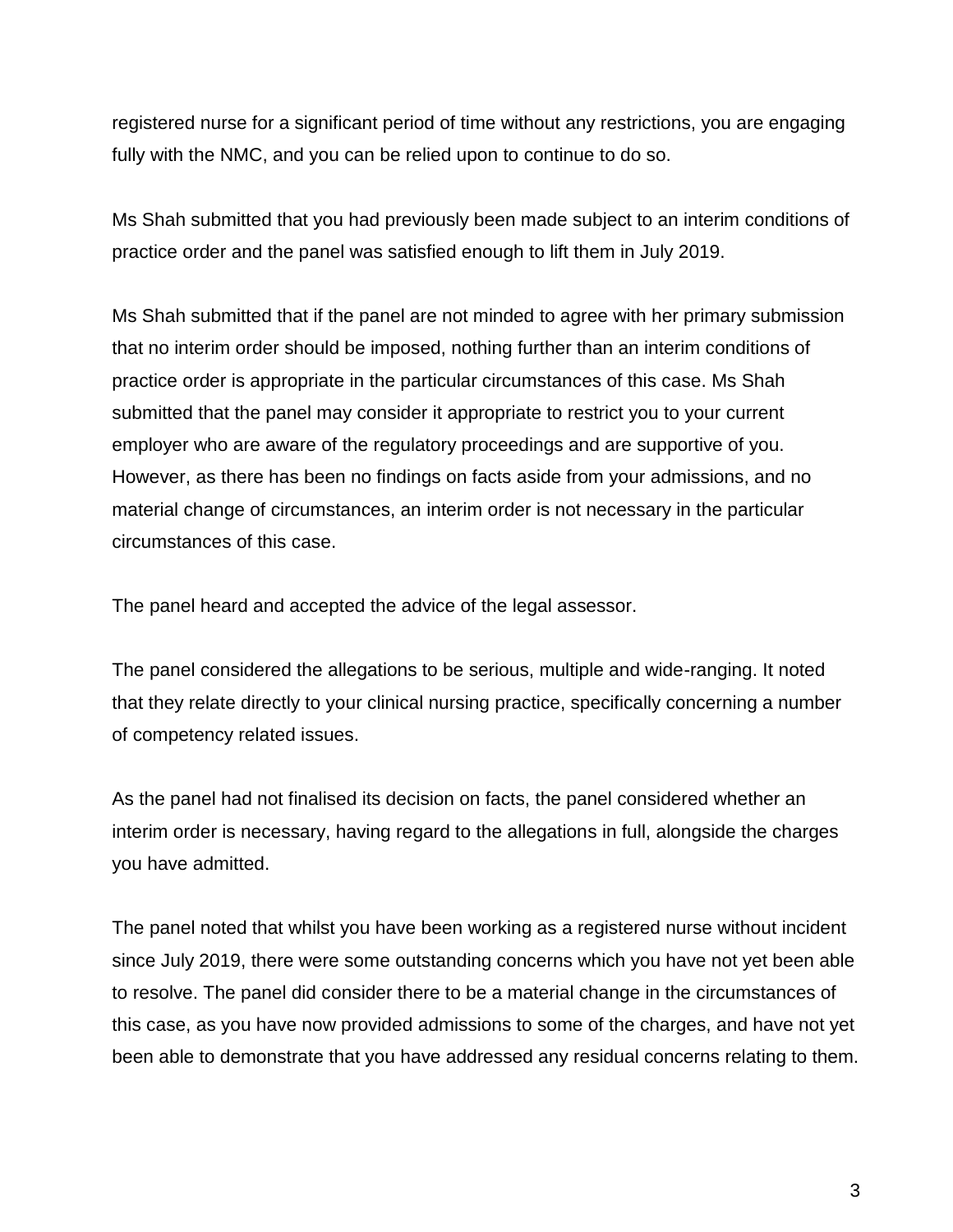registered nurse for a significant period of time without any restrictions, you are engaging fully with the NMC, and you can be relied upon to continue to do so.

Ms Shah submitted that you had previously been made subject to an interim conditions of practice order and the panel was satisfied enough to lift them in July 2019.

Ms Shah submitted that if the panel are not minded to agree with her primary submission that no interim order should be imposed, nothing further than an interim conditions of practice order is appropriate in the particular circumstances of this case. Ms Shah submitted that the panel may consider it appropriate to restrict you to your current employer who are aware of the regulatory proceedings and are supportive of you. However, as there has been no findings on facts aside from your admissions, and no material change of circumstances, an interim order is not necessary in the particular circumstances of this case.

The panel heard and accepted the advice of the legal assessor.

The panel considered the allegations to be serious, multiple and wide-ranging. It noted that they relate directly to your clinical nursing practice, specifically concerning a number of competency related issues.

As the panel had not finalised its decision on facts, the panel considered whether an interim order is necessary, having regard to the allegations in full, alongside the charges you have admitted.

The panel noted that whilst you have been working as a registered nurse without incident since July 2019, there were some outstanding concerns which you have not yet been able to resolve. The panel did consider there to be a material change in the circumstances of this case, as you have now provided admissions to some of the charges, and have not yet been able to demonstrate that you have addressed any residual concerns relating to them.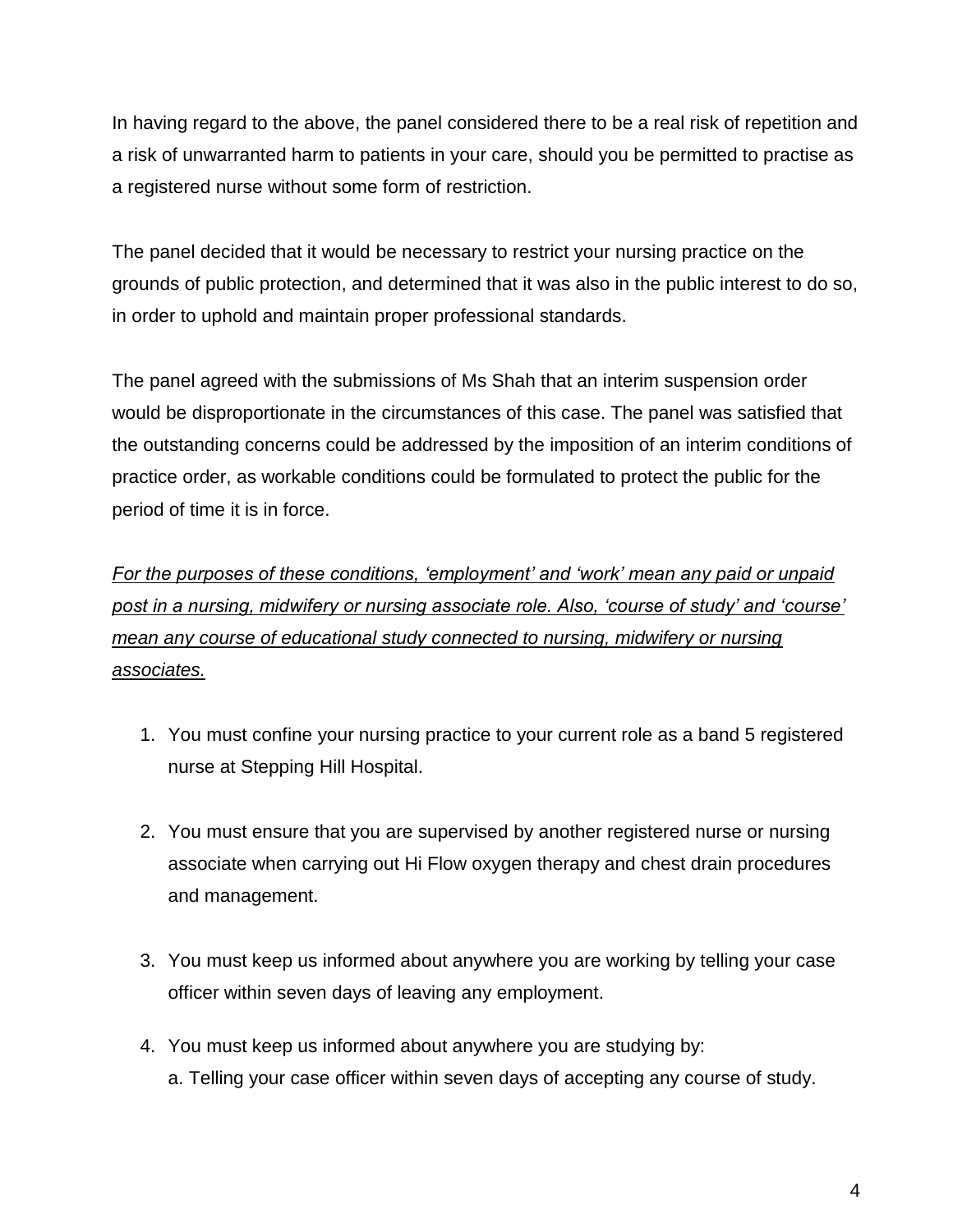In having regard to the above, the panel considered there to be a real risk of repetition and a risk of unwarranted harm to patients in your care, should you be permitted to practise as a registered nurse without some form of restriction.

The panel decided that it would be necessary to restrict your nursing practice on the grounds of public protection, and determined that it was also in the public interest to do so, in order to uphold and maintain proper professional standards.

The panel agreed with the submissions of Ms Shah that an interim suspension order would be disproportionate in the circumstances of this case. The panel was satisfied that the outstanding concerns could be addressed by the imposition of an interim conditions of practice order, as workable conditions could be formulated to protect the public for the period of time it is in force.

*For the purposes of these conditions, 'employment' and 'work' mean any paid or unpaid post in a nursing, midwifery or nursing associate role. Also, 'course of study' and 'course' mean any course of educational study connected to nursing, midwifery or nursing associates.*

1. You must confine your nursing practice to your current role as a band 5 registered nurse at Stepping Hill Hospital.

2. You must ensure that you are supervised by another registered nurse or nursing associate when carrying out Hi Flow oxygen therapy and chest drain procedures and management.

3. You must keep us informed about anywhere you are working by telling your case officer within seven days of leaving any employment.

4. You must keep us informed about anywhere you are studying by:
   a. Telling your case officer within seven days of accepting any course of study.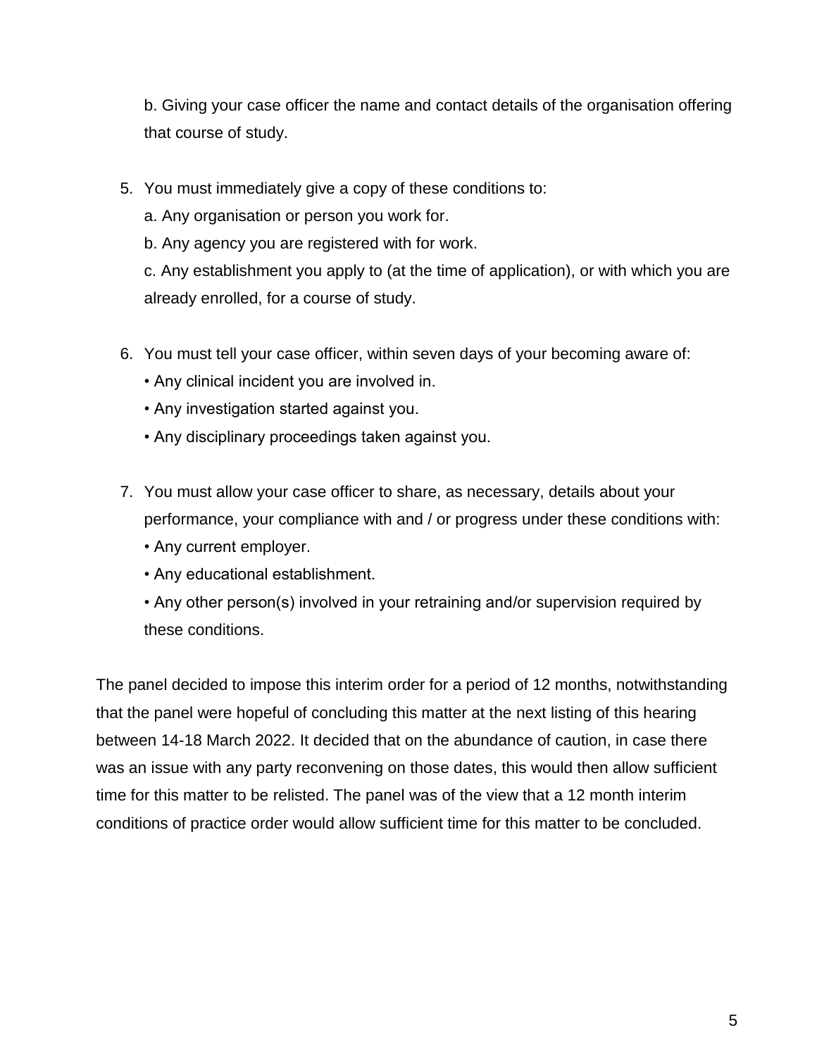b. Giving your case officer the name and contact details of the organisation offering that course of study.

5. You must immediately give a copy of these conditions to:
   a. Any organisation or person you work for.
   b. Any agency you are registered with for work.
   c. Any establishment you apply to (at the time of application), or with which you are already enrolled, for a course of study.

6. You must tell your case officer, within seven days of your becoming aware of:
   • Any clinical incident you are involved in.
   • Any investigation started against you.
   • Any disciplinary proceedings taken against you.

7. You must allow your case officer to share, as necessary, details about your performance, your compliance with and / or progress under these conditions with:
   • Any current employer.
   • Any educational establishment.
   • Any other person(s) involved in your retraining and/or supervision required by these conditions.

The panel decided to impose this interim order for a period of 12 months, notwithstanding that the panel were hopeful of concluding this matter at the next listing of this hearing between 14-18 March 2022. It decided that on the abundance of caution, in case there was an issue with any party reconvening on those dates, this would then allow sufficient time for this matter to be relisted. The panel was of the view that a 12 month interim conditions of practice order would allow sufficient time for this matter to be concluded.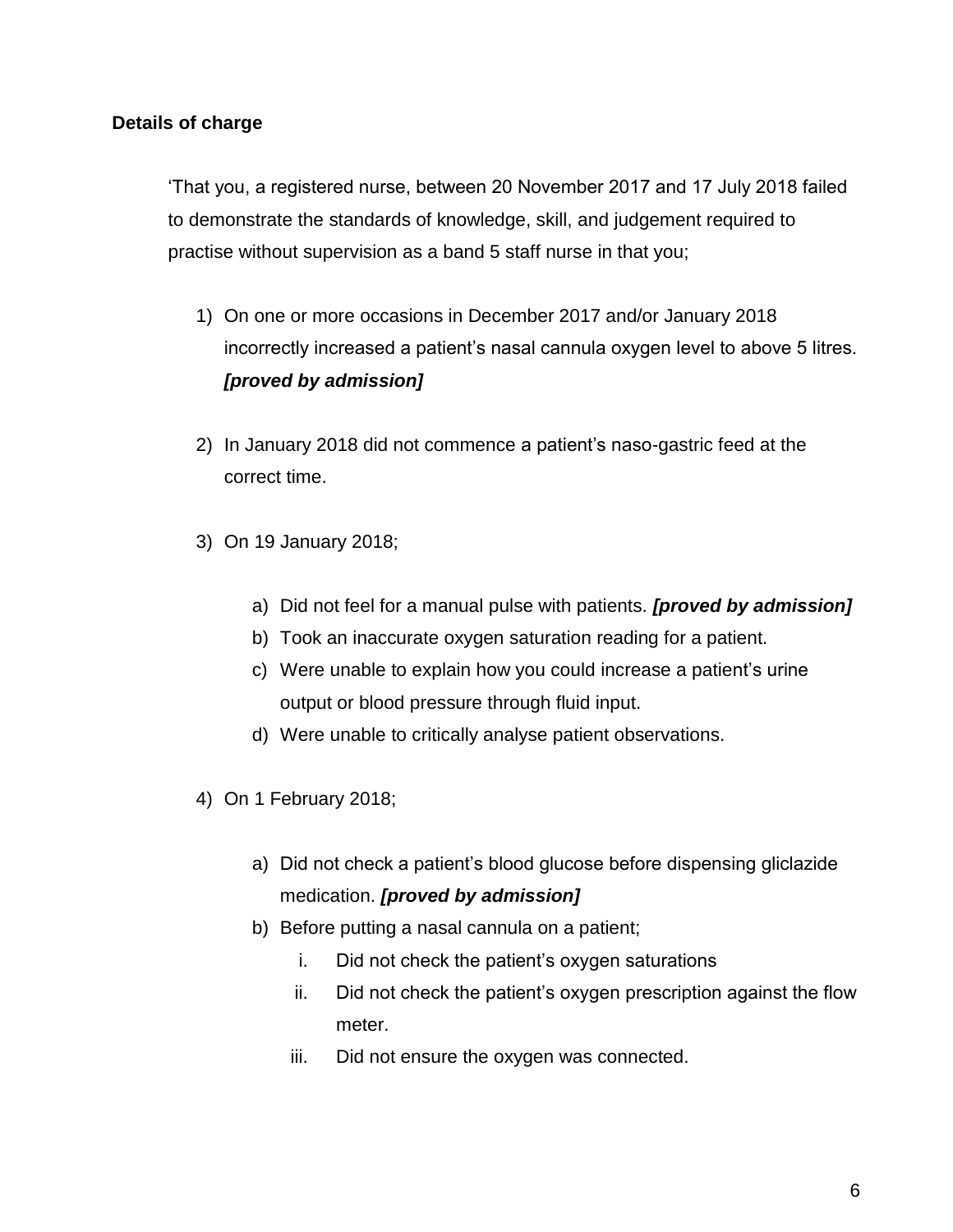**Details of charge**

'That you, a registered nurse, between 20 November 2017 and 17 July 2018 failed to demonstrate the standards of knowledge, skill, and judgement required to practise without supervision as a band 5 staff nurse in that you;

1) On one or more occasions in December 2017 and/or January 2018 incorrectly increased a patient's nasal cannula oxygen level to above 5 litres. ***[proved by admission]***

2) In January 2018 did not commence a patient's naso-gastric feed at the correct time.

3) On 19 January 2018;

    a) Did not feel for a manual pulse with patients. ***[proved by admission]***
    b) Took an inaccurate oxygen saturation reading for a patient.
    c) Were unable to explain how you could increase a patient's urine output or blood pressure through fluid input.
    d) Were unable to critically analyse patient observations.

4) On 1 February 2018;

    a) Did not check a patient's blood glucose before dispensing gliclazide medication. ***[proved by admission]***
    b) Before putting a nasal cannula on a patient;
        i. Did not check the patient's oxygen saturations
        ii. Did not check the patient's oxygen prescription against the flow meter.
        iii. Did not ensure the oxygen was connected.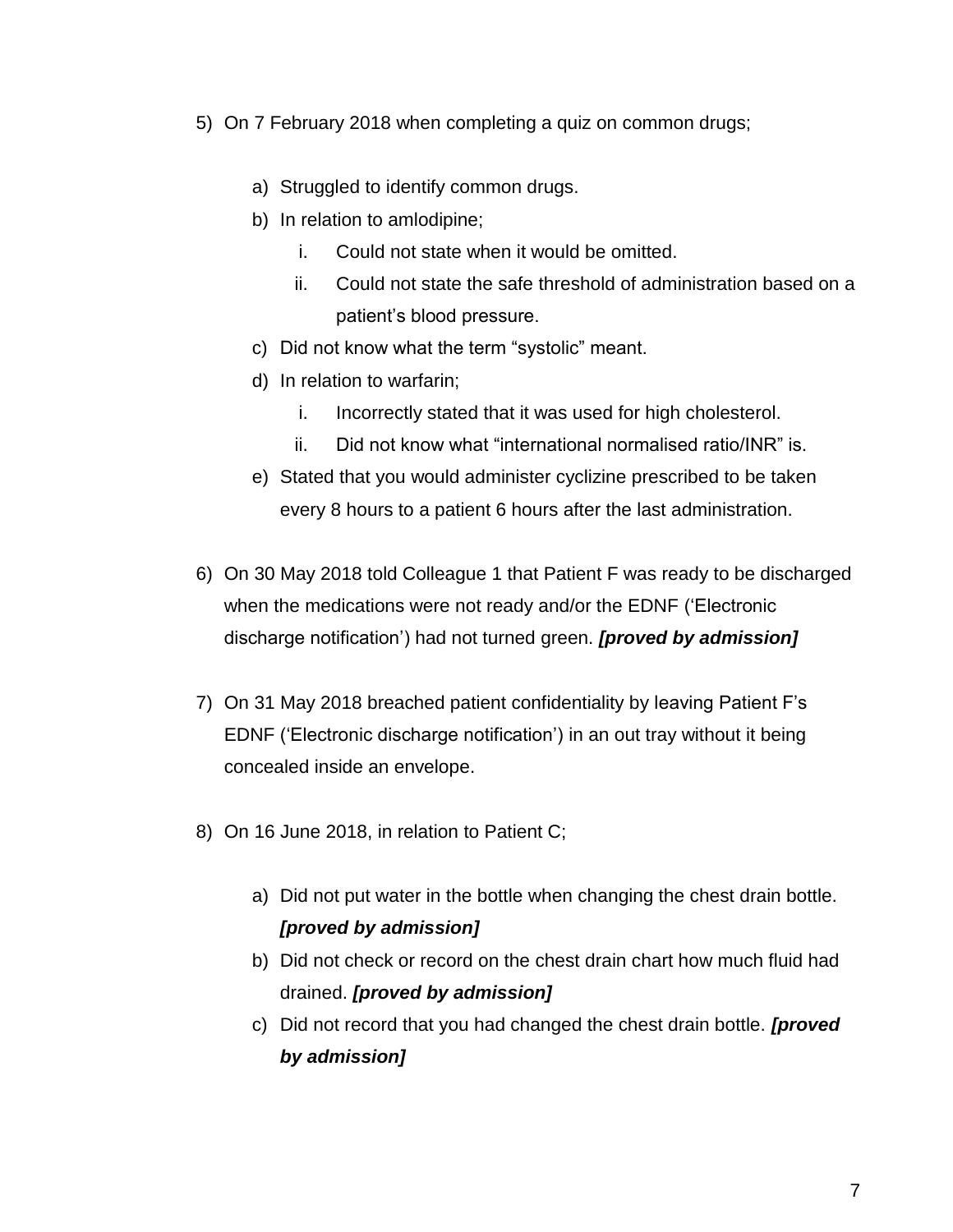5) On 7 February 2018 when completing a quiz on common drugs;

   a) Struggled to identify common drugs.
   b) In relation to amlodipine;
      i. Could not state when it would be omitted.
      ii. Could not state the safe threshold of administration based on a patient's blood pressure.
   c) Did not know what the term "systolic" meant.
   d) In relation to warfarin;
      i. Incorrectly stated that it was used for high cholesterol.
      ii. Did not know what "international normalised ratio/INR" is.
   e) Stated that you would administer cyclizine prescribed to be taken every 8 hours to a patient 6 hours after the last administration.

6) On 30 May 2018 told Colleague 1 that Patient F was ready to be discharged when the medications were not ready and/or the EDNF ('Electronic discharge notification') had not turned green. ***[proved by admission]***

7) On 31 May 2018 breached patient confidentiality by leaving Patient F's EDNF ('Electronic discharge notification') in an out tray without it being concealed inside an envelope.

8) On 16 June 2018, in relation to Patient C;

   a) Did not put water in the bottle when changing the chest drain bottle. ***[proved by admission]***
   b) Did not check or record on the chest drain chart how much fluid had drained. ***[proved by admission]***
   c) Did not record that you had changed the chest drain bottle. ***[proved by admission]***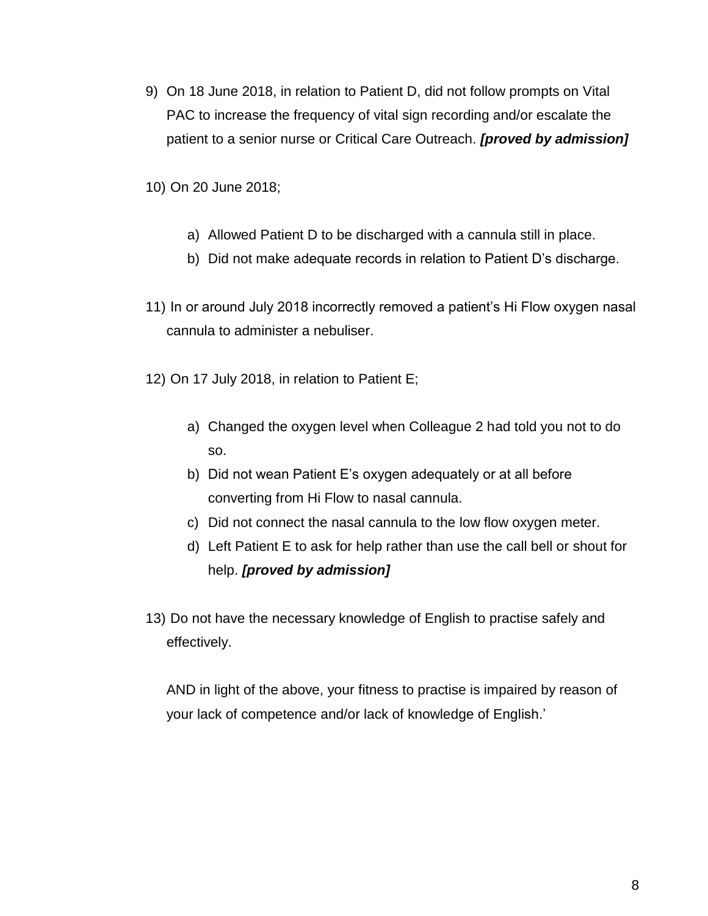9) On 18 June 2018, in relation to Patient D, did not follow prompts on Vital PAC to increase the frequency of vital sign recording and/or escalate the patient to a senior nurse or Critical Care Outreach. ***[proved by admission]***

10) On 20 June 2018;

    a) Allowed Patient D to be discharged with a cannula still in place.
    b) Did not make adequate records in relation to Patient D's discharge.

11) In or around July 2018 incorrectly removed a patient's Hi Flow oxygen nasal cannula to administer a nebuliser.

12) On 17 July 2018, in relation to Patient E;

    a) Changed the oxygen level when Colleague 2 had told you not to do so.
    b) Did not wean Patient E's oxygen adequately or at all before converting from Hi Flow to nasal cannula.
    c) Did not connect the nasal cannula to the low flow oxygen meter.
    d) Left Patient E to ask for help rather than use the call bell or shout for help. ***[proved by admission]***

13) Do not have the necessary knowledge of English to practise safely and effectively.

    AND in light of the above, your fitness to practise is impaired by reason of your lack of competence and/or lack of knowledge of English.'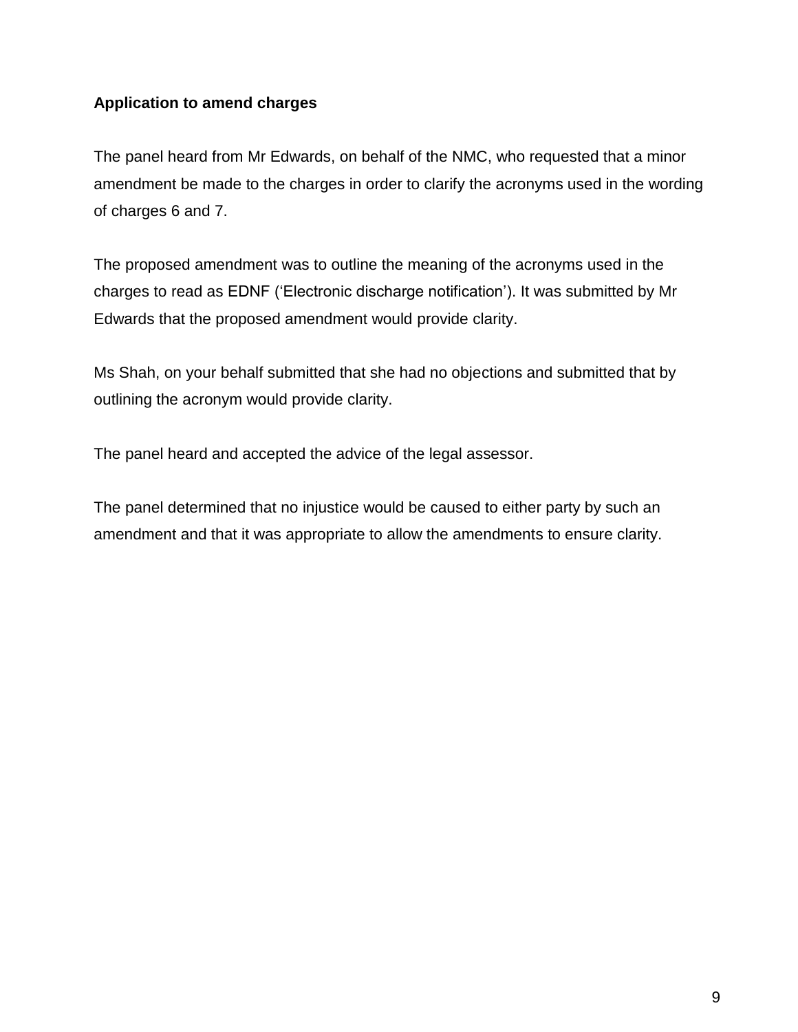**Application to amend charges**

The panel heard from Mr Edwards, on behalf of the NMC, who requested that a minor amendment be made to the charges in order to clarify the acronyms used in the wording of charges 6 and 7.

The proposed amendment was to outline the meaning of the acronyms used in the charges to read as EDNF (‘Electronic discharge notification’). It was submitted by Mr Edwards that the proposed amendment would provide clarity.

Ms Shah, on your behalf submitted that she had no objections and submitted that by outlining the acronym would provide clarity.

The panel heard and accepted the advice of the legal assessor.

The panel determined that no injustice would be caused to either party by such an amendment and that it was appropriate to allow the amendments to ensure clarity.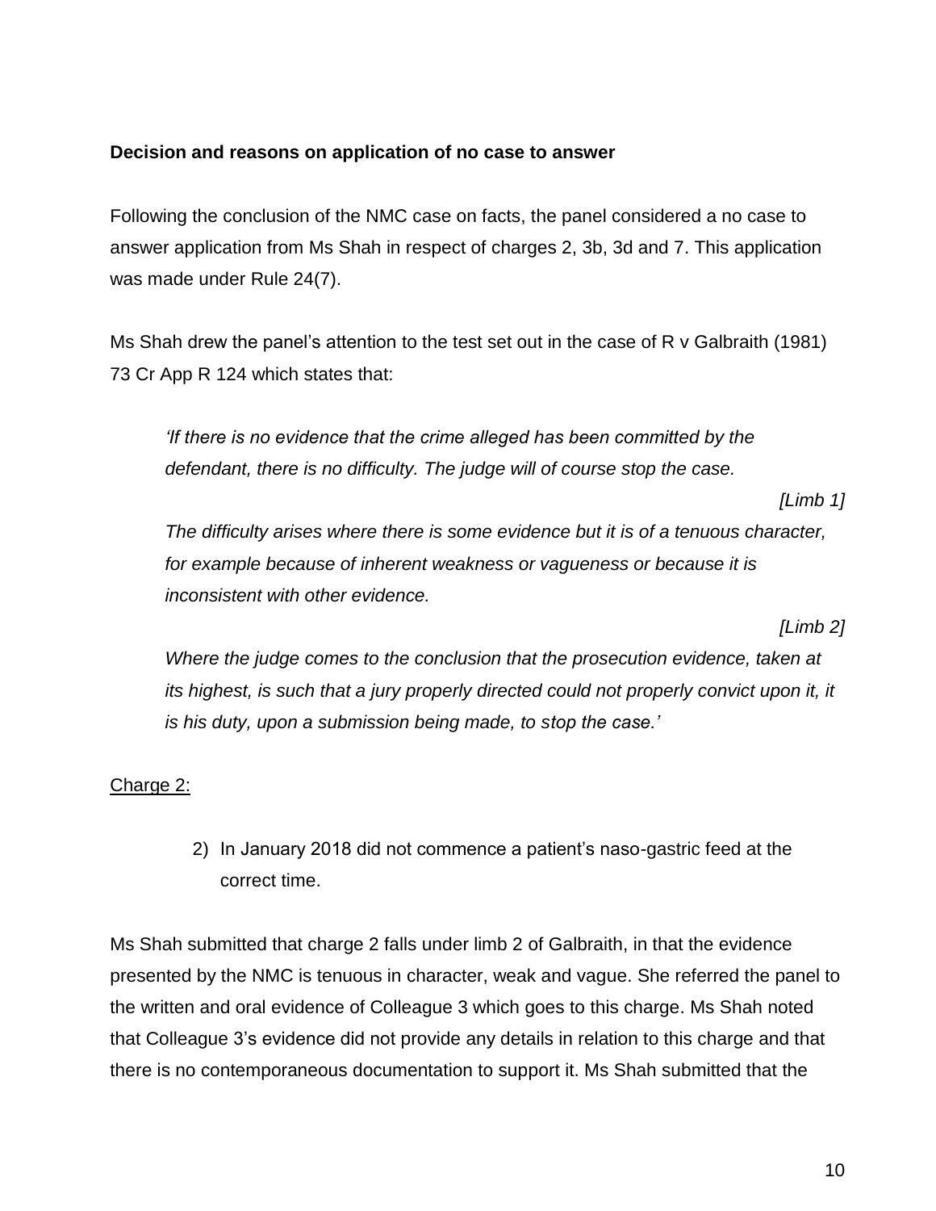**Decision and reasons on application of no case to answer**

Following the conclusion of the NMC case on facts, the panel considered a no case to answer application from Ms Shah in respect of charges 2, 3b, 3d and 7. This application was made under Rule 24(7).

Ms Shah drew the panel's attention to the test set out in the case of R v Galbraith (1981) 73 Cr App R 124 which states that:

> *'If there is no evidence that the crime alleged has been committed by the defendant, there is no difficulty. The judge will of course stop the case.*
>
> *[Limb 1]*
>
> *The difficulty arises where there is some evidence but it is of a tenuous character, for example because of inherent weakness or vagueness or because it is inconsistent with other evidence.*
>
> *[Limb 2]*
>
> *Where the judge comes to the conclusion that the prosecution evidence, taken at its highest, is such that a jury properly directed could not properly convict upon it, it is his duty, upon a submission being made, to stop the case.'*

<u>Charge 2:</u>

> 2) In January 2018 did not commence a patient's naso-gastric feed at the correct time.

Ms Shah submitted that charge 2 falls under limb 2 of Galbraith, in that the evidence presented by the NMC is tenuous in character, weak and vague. She referred the panel to the written and oral evidence of Colleague 3 which goes to this charge. Ms Shah noted that Colleague 3's evidence did not provide any details in relation to this charge and that there is no contemporaneous documentation to support it. Ms Shah submitted that the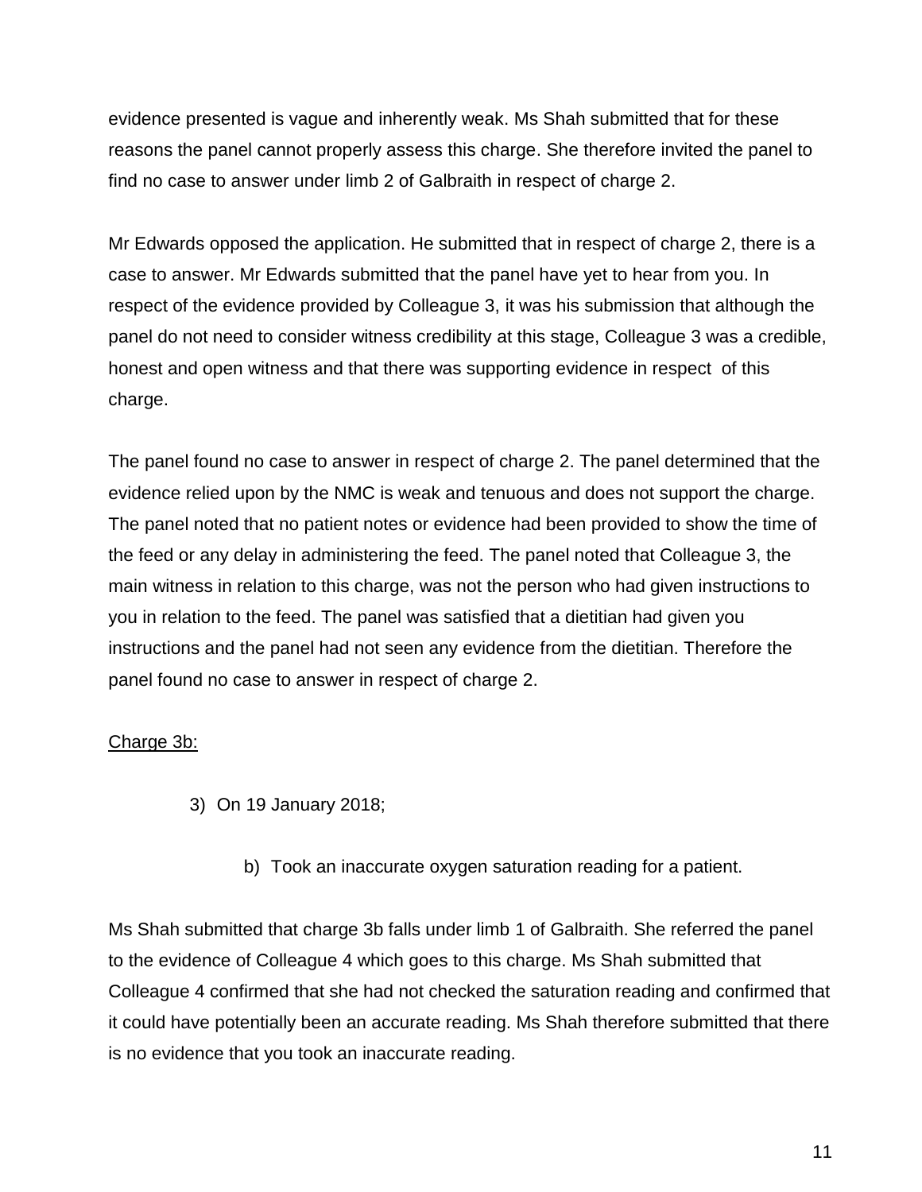evidence presented is vague and inherently weak. Ms Shah submitted that for these reasons the panel cannot properly assess this charge. She therefore invited the panel to find no case to answer under limb 2 of Galbraith in respect of charge 2.

Mr Edwards opposed the application. He submitted that in respect of charge 2, there is a case to answer. Mr Edwards submitted that the panel have yet to hear from you. In respect of the evidence provided by Colleague 3, it was his submission that although the panel do not need to consider witness credibility at this stage, Colleague 3 was a credible, honest and open witness and that there was supporting evidence in respect of this charge.

The panel found no case to answer in respect of charge 2. The panel determined that the evidence relied upon by the NMC is weak and tenuous and does not support the charge. The panel noted that no patient notes or evidence had been provided to show the time of the feed or any delay in administering the feed. The panel noted that Colleague 3, the main witness in relation to this charge, was not the person who had given instructions to you in relation to the feed. The panel was satisfied that a dietitian had given you instructions and the panel had not seen any evidence from the dietitian. Therefore the panel found no case to answer in respect of charge 2.

<u>Charge 3b:</u>

3) On 19 January 2018;

   b) Took an inaccurate oxygen saturation reading for a patient.

Ms Shah submitted that charge 3b falls under limb 1 of Galbraith. She referred the panel to the evidence of Colleague 4 which goes to this charge. Ms Shah submitted that Colleague 4 confirmed that she had not checked the saturation reading and confirmed that it could have potentially been an accurate reading. Ms Shah therefore submitted that there is no evidence that you took an inaccurate reading.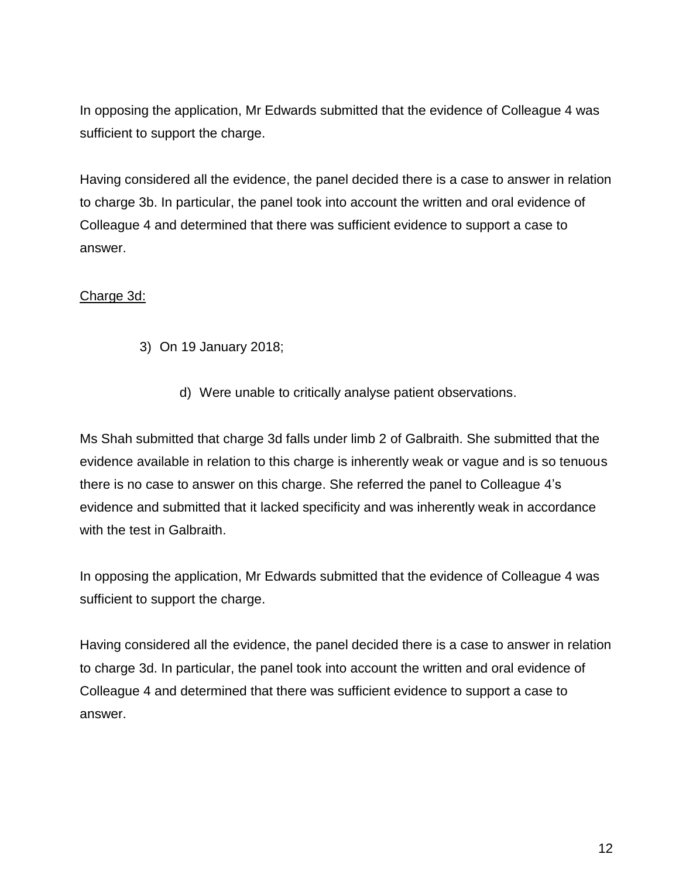In opposing the application, Mr Edwards submitted that the evidence of Colleague 4 was sufficient to support the charge.

Having considered all the evidence, the panel decided there is a case to answer in relation to charge 3b. In particular, the panel took into account the written and oral evidence of Colleague 4 and determined that there was sufficient evidence to support a case to answer.

<u>Charge 3d:</u>

> 3) On 19 January 2018;
>
> > d) Were unable to critically analyse patient observations.

Ms Shah submitted that charge 3d falls under limb 2 of Galbraith. She submitted that the evidence available in relation to this charge is inherently weak or vague and is so tenuous there is no case to answer on this charge. She referred the panel to Colleague 4's evidence and submitted that it lacked specificity and was inherently weak in accordance with the test in Galbraith.

In opposing the application, Mr Edwards submitted that the evidence of Colleague 4 was sufficient to support the charge.

Having considered all the evidence, the panel decided there is a case to answer in relation to charge 3d. In particular, the panel took into account the written and oral evidence of Colleague 4 and determined that there was sufficient evidence to support a case to answer.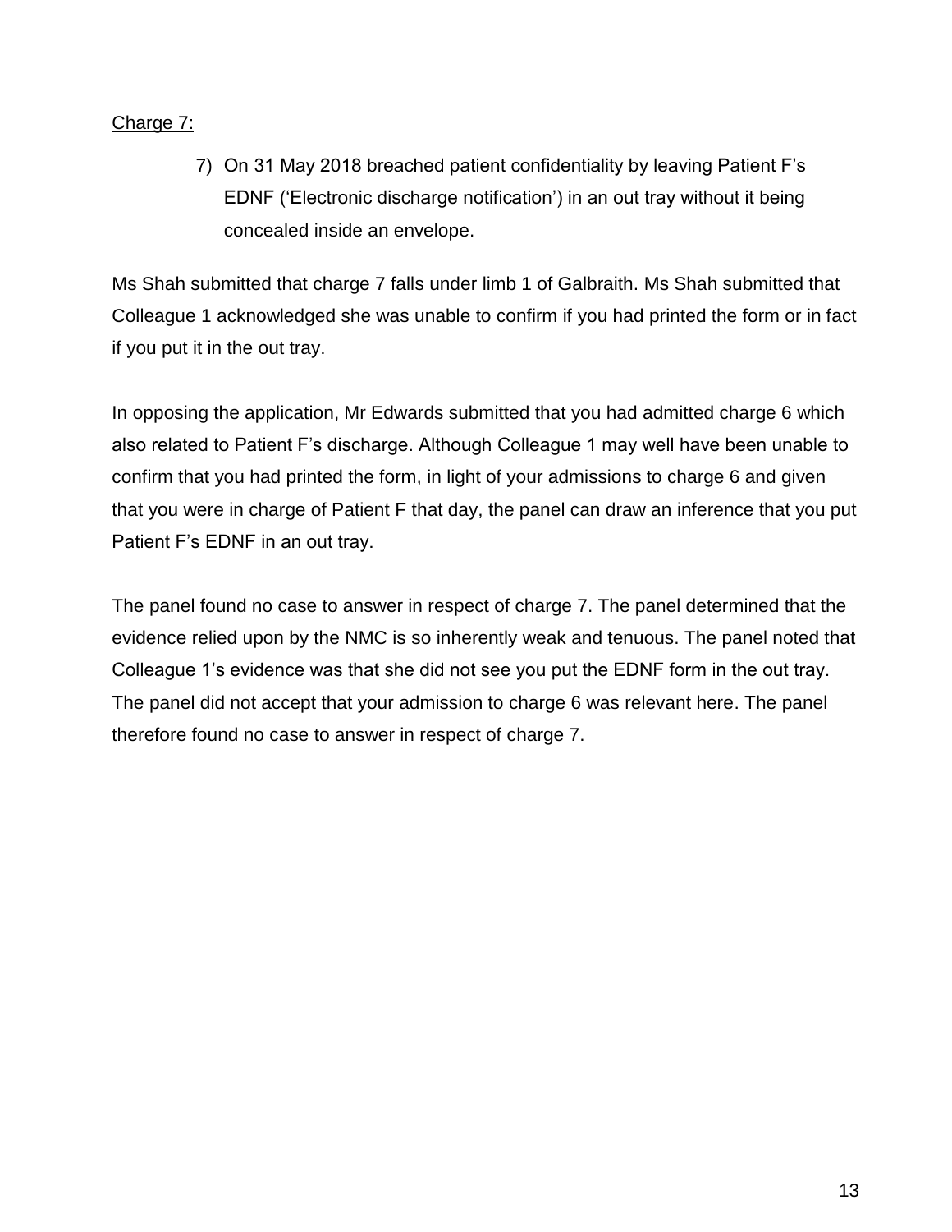Charge 7:

> 7) On 31 May 2018 breached patient confidentiality by leaving Patient F's EDNF ('Electronic discharge notification') in an out tray without it being concealed inside an envelope.

Ms Shah submitted that charge 7 falls under limb 1 of Galbraith. Ms Shah submitted that Colleague 1 acknowledged she was unable to confirm if you had printed the form or in fact if you put it in the out tray.

In opposing the application, Mr Edwards submitted that you had admitted charge 6 which also related to Patient F's discharge. Although Colleague 1 may well have been unable to confirm that you had printed the form, in light of your admissions to charge 6 and given that you were in charge of Patient F that day, the panel can draw an inference that you put Patient F's EDNF in an out tray.

The panel found no case to answer in respect of charge 7. The panel determined that the evidence relied upon by the NMC is so inherently weak and tenuous. The panel noted that Colleague 1's evidence was that she did not see you put the EDNF form in the out tray. The panel did not accept that your admission to charge 6 was relevant here. The panel therefore found no case to answer in respect of charge 7.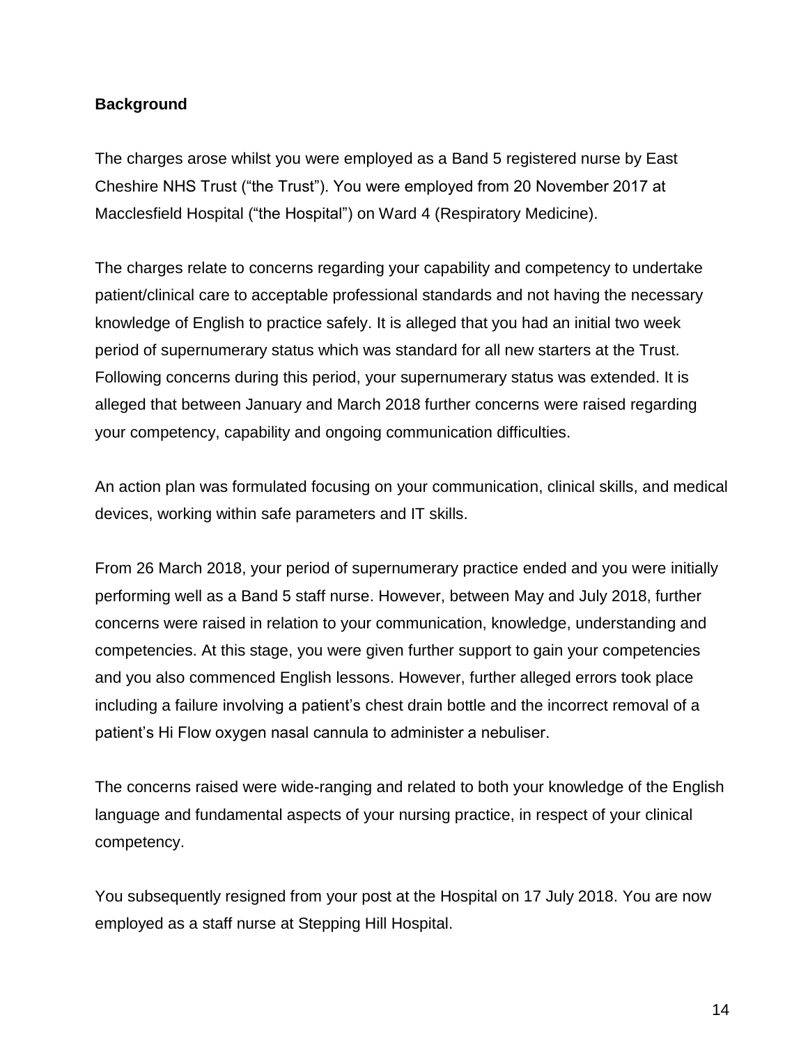**Background**

The charges arose whilst you were employed as a Band 5 registered nurse by East Cheshire NHS Trust ("the Trust"). You were employed from 20 November 2017 at Macclesfield Hospital ("the Hospital") on Ward 4 (Respiratory Medicine).

The charges relate to concerns regarding your capability and competency to undertake patient/clinical care to acceptable professional standards and not having the necessary knowledge of English to practice safely. It is alleged that you had an initial two week period of supernumerary status which was standard for all new starters at the Trust. Following concerns during this period, your supernumerary status was extended. It is alleged that between January and March 2018 further concerns were raised regarding your competency, capability and ongoing communication difficulties.

An action plan was formulated focusing on your communication, clinical skills, and medical devices, working within safe parameters and IT skills.

From 26 March 2018, your period of supernumerary practice ended and you were initially performing well as a Band 5 staff nurse. However, between May and July 2018, further concerns were raised in relation to your communication, knowledge, understanding and competencies. At this stage, you were given further support to gain your competencies and you also commenced English lessons. However, further alleged errors took place including a failure involving a patient's chest drain bottle and the incorrect removal of a patient's Hi Flow oxygen nasal cannula to administer a nebuliser.

The concerns raised were wide-ranging and related to both your knowledge of the English language and fundamental aspects of your nursing practice, in respect of your clinical competency.

You subsequently resigned from your post at the Hospital on 17 July 2018. You are now employed as a staff nurse at Stepping Hill Hospital.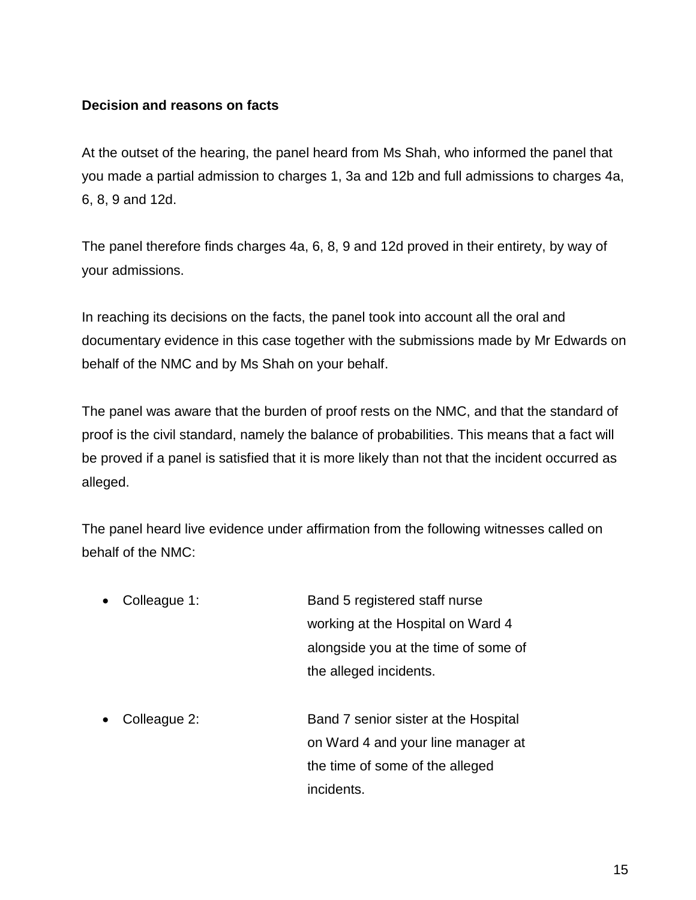**Decision and reasons on facts**

At the outset of the hearing, the panel heard from Ms Shah, who informed the panel that you made a partial admission to charges 1, 3a and 12b and full admissions to charges 4a, 6, 8, 9 and 12d.

The panel therefore finds charges 4a, 6, 8, 9 and 12d proved in their entirety, by way of your admissions.

In reaching its decisions on the facts, the panel took into account all the oral and documentary evidence in this case together with the submissions made by Mr Edwards on behalf of the NMC and by Ms Shah on your behalf.

The panel was aware that the burden of proof rests on the NMC, and that the standard of proof is the civil standard, namely the balance of probabilities. This means that a fact will be proved if a panel is satisfied that it is more likely than not that the incident occurred as alleged.

The panel heard live evidence under affirmation from the following witnesses called on behalf of the NMC:

- Colleague 1: Band 5 registered staff nurse working at the Hospital on Ward 4 alongside you at the time of some of the alleged incidents.

- Colleague 2: Band 7 senior sister at the Hospital on Ward 4 and your line manager at the time of some of the alleged incidents.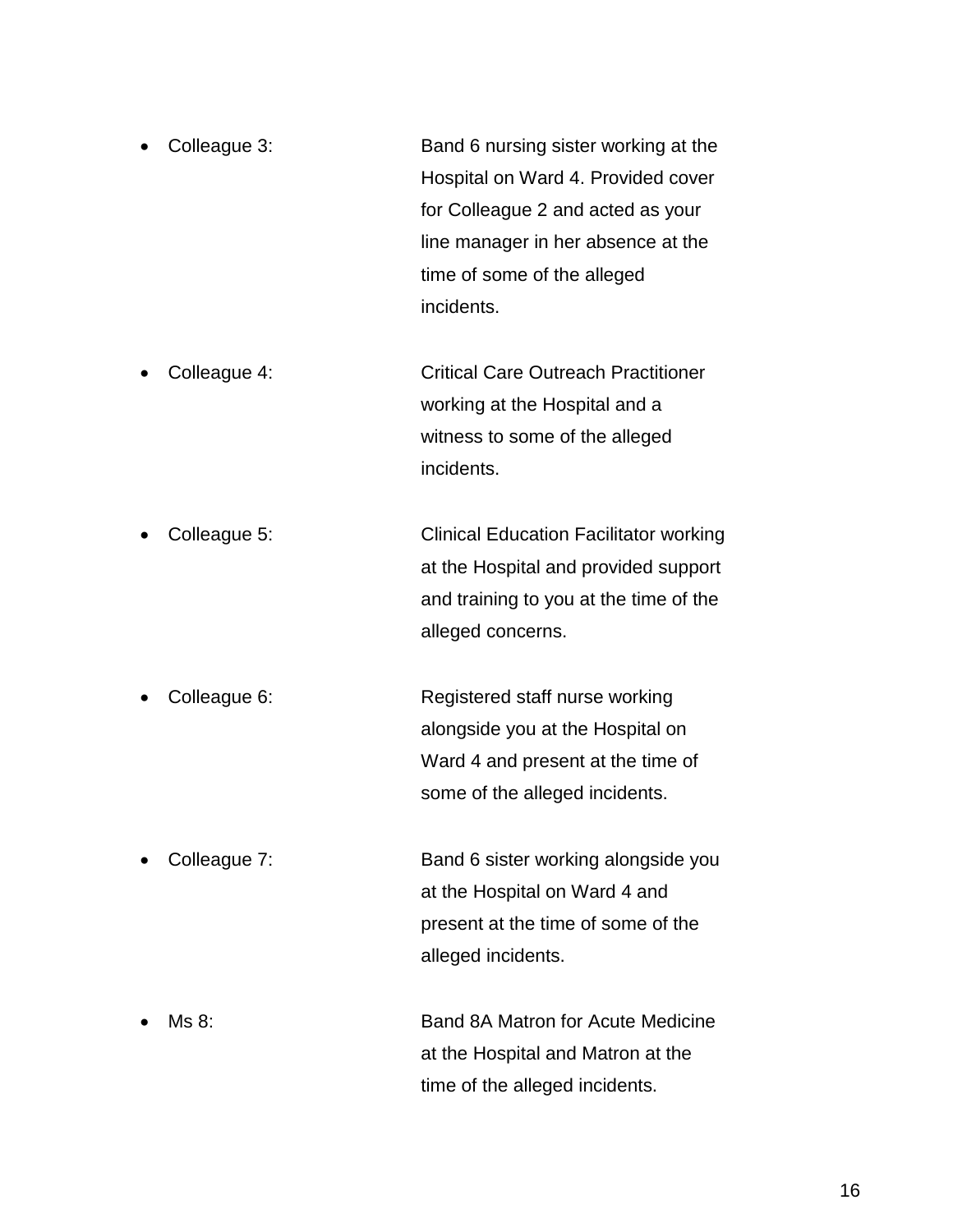- Colleague 3: Band 6 nursing sister working at the Hospital on Ward 4. Provided cover for Colleague 2 and acted as your line manager in her absence at the time of some of the alleged incidents.

- Colleague 4: Critical Care Outreach Practitioner working at the Hospital and a witness to some of the alleged incidents.

- Colleague 5: Clinical Education Facilitator working at the Hospital and provided support and training to you at the time of the alleged concerns.

- Colleague 6: Registered staff nurse working alongside you at the Hospital on Ward 4 and present at the time of some of the alleged incidents.

- Colleague 7: Band 6 sister working alongside you at the Hospital on Ward 4 and present at the time of some of the alleged incidents.

- Ms 8: Band 8A Matron for Acute Medicine at the Hospital and Matron at the time of the alleged incidents.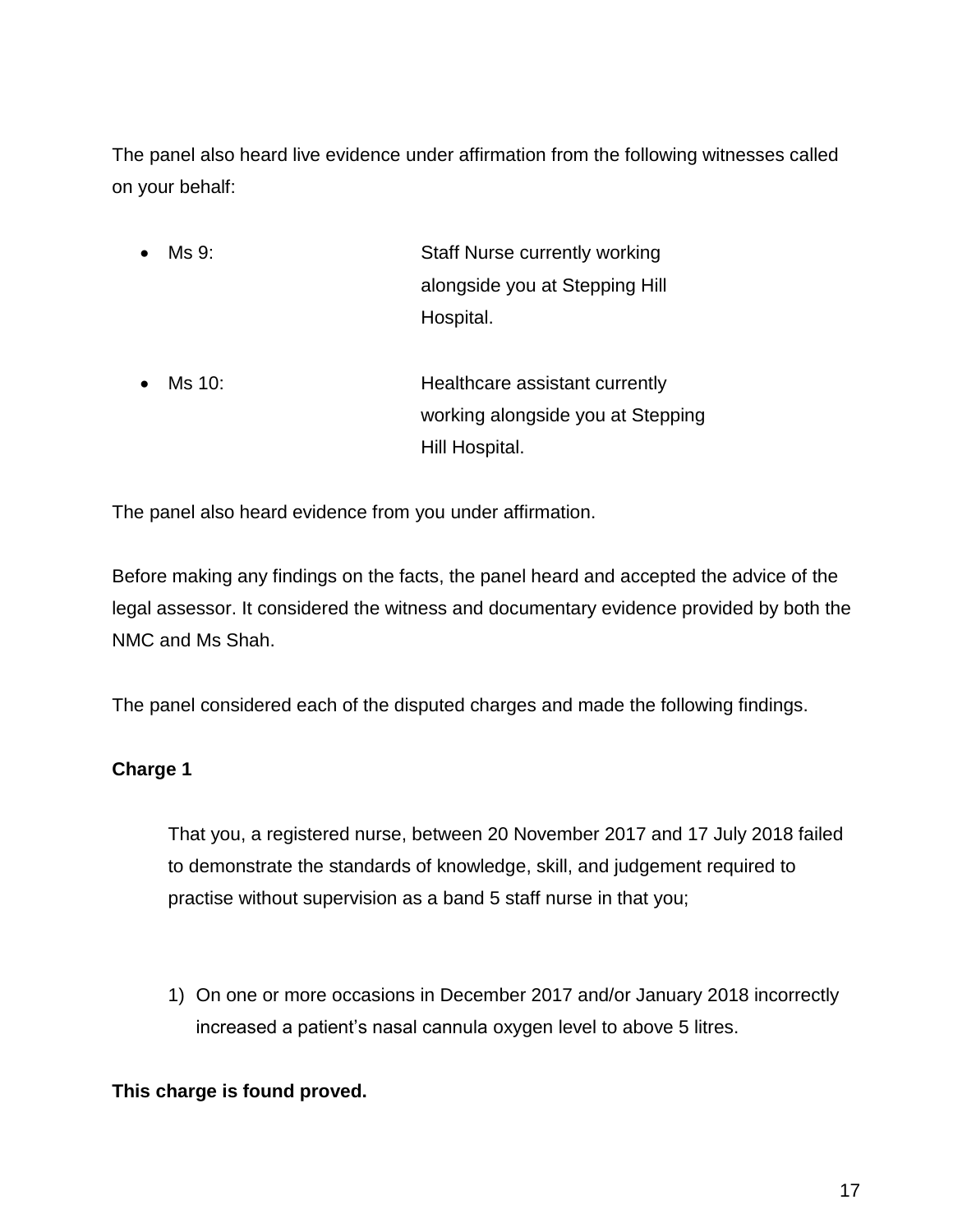The panel also heard live evidence under affirmation from the following witnesses called on your behalf:

- Ms 9: Staff Nurse currently working alongside you at Stepping Hill Hospital.

- Ms 10: Healthcare assistant currently working alongside you at Stepping Hill Hospital.

The panel also heard evidence from you under affirmation.

Before making any findings on the facts, the panel heard and accepted the advice of the legal assessor. It considered the witness and documentary evidence provided by both the NMC and Ms Shah.

The panel considered each of the disputed charges and made the following findings.

**Charge 1**

> That you, a registered nurse, between 20 November 2017 and 17 July 2018 failed to demonstrate the standards of knowledge, skill, and judgement required to practise without supervision as a band 5 staff nurse in that you;
>
> 1) On one or more occasions in December 2017 and/or January 2018 incorrectly increased a patient's nasal cannula oxygen level to above 5 litres.

**This charge is found proved.**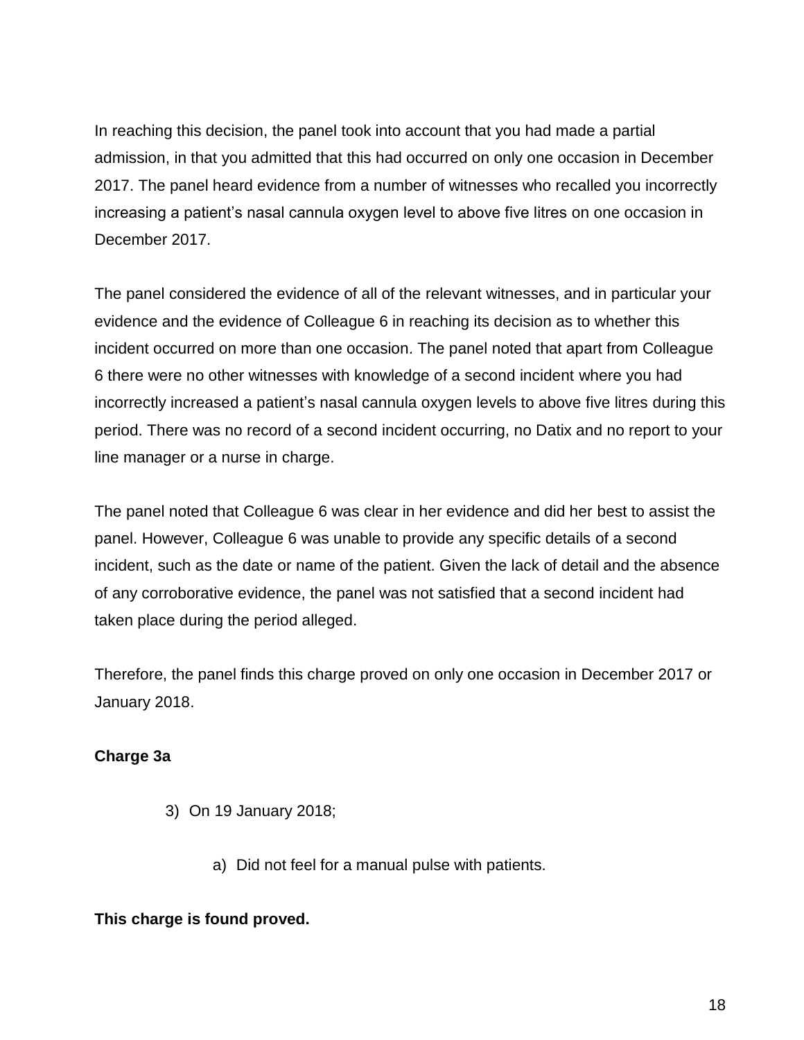In reaching this decision, the panel took into account that you had made a partial admission, in that you admitted that this had occurred on only one occasion in December 2017. The panel heard evidence from a number of witnesses who recalled you incorrectly increasing a patient's nasal cannula oxygen level to above five litres on one occasion in December 2017.

The panel considered the evidence of all of the relevant witnesses, and in particular your evidence and the evidence of Colleague 6 in reaching its decision as to whether this incident occurred on more than one occasion. The panel noted that apart from Colleague 6 there were no other witnesses with knowledge of a second incident where you had incorrectly increased a patient's nasal cannula oxygen levels to above five litres during this period. There was no record of a second incident occurring, no Datix and no report to your line manager or a nurse in charge.

The panel noted that Colleague 6 was clear in her evidence and did her best to assist the panel. However, Colleague 6 was unable to provide any specific details of a second incident, such as the date or name of the patient. Given the lack of detail and the absence of any corroborative evidence, the panel was not satisfied that a second incident had taken place during the period alleged.

Therefore, the panel finds this charge proved on only one occasion in December 2017 or January 2018.

**Charge 3a**

3) On 19 January 2018;

    a) Did not feel for a manual pulse with patients.

**This charge is found proved.**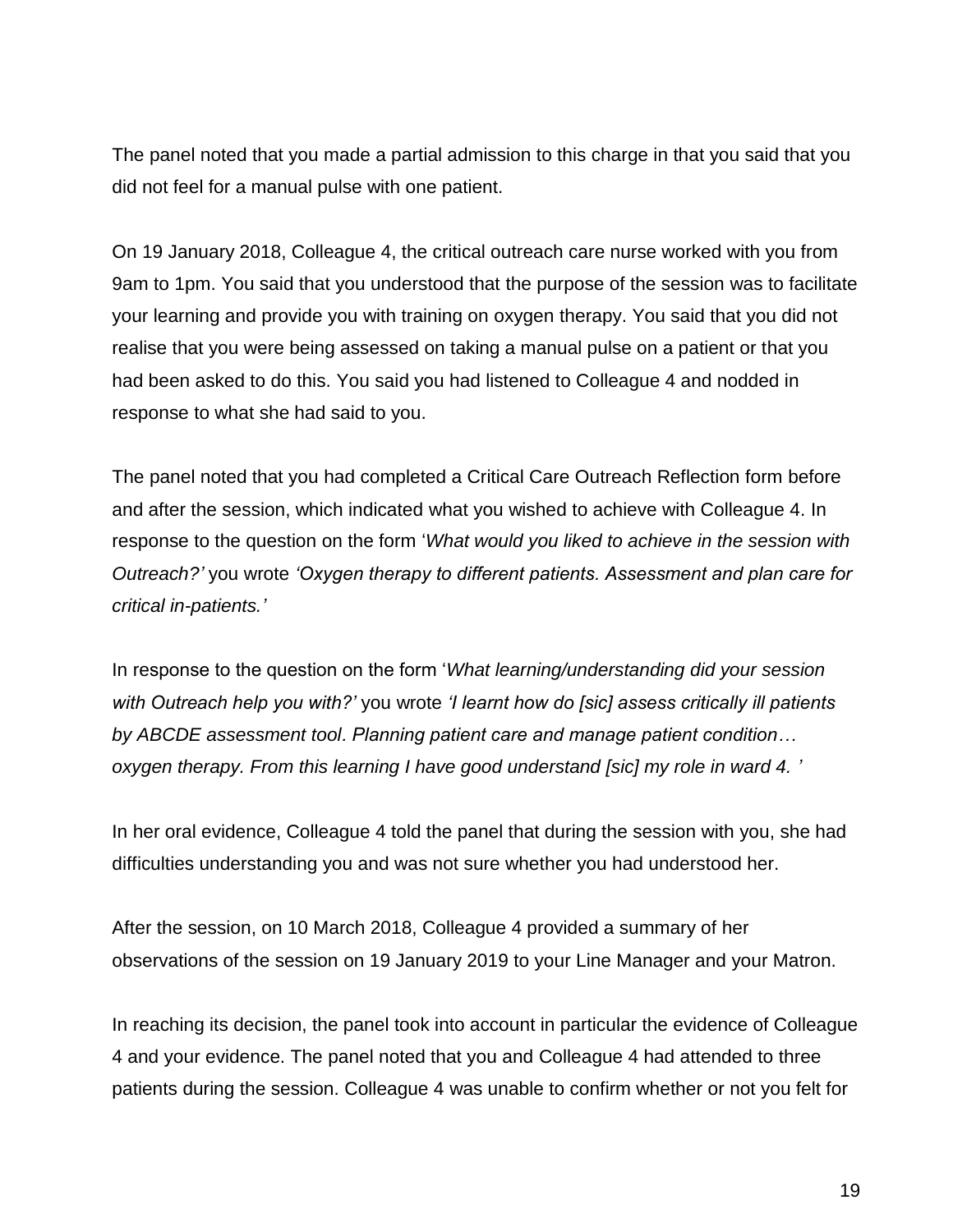The panel noted that you made a partial admission to this charge in that you said that you did not feel for a manual pulse with one patient.

On 19 January 2018, Colleague 4, the critical outreach care nurse worked with you from 9am to 1pm. You said that you understood that the purpose of the session was to facilitate your learning and provide you with training on oxygen therapy. You said that you did not realise that you were being assessed on taking a manual pulse on a patient or that you had been asked to do this. You said you had listened to Colleague 4 and nodded in response to what she had said to you.

The panel noted that you had completed a Critical Care Outreach Reflection form before and after the session, which indicated what you wished to achieve with Colleague 4. In response to the question on the form '*What would you liked to achieve in the session with Outreach?'* you wrote *'Oxygen therapy to different patients. Assessment and plan care for critical in-patients.'*

In response to the question on the form '*What learning/understanding did your session with Outreach help you with?'* you wrote *'I learnt how do [sic] assess critically ill patients by ABCDE assessment tool. Planning patient care and manage patient condition… oxygen therapy. From this learning I have good understand [sic] my role in ward 4. '*

In her oral evidence, Colleague 4 told the panel that during the session with you, she had difficulties understanding you and was not sure whether you had understood her.

After the session, on 10 March 2018, Colleague 4 provided a summary of her observations of the session on 19 January 2019 to your Line Manager and your Matron.

In reaching its decision, the panel took into account in particular the evidence of Colleague 4 and your evidence. The panel noted that you and Colleague 4 had attended to three patients during the session. Colleague 4 was unable to confirm whether or not you felt for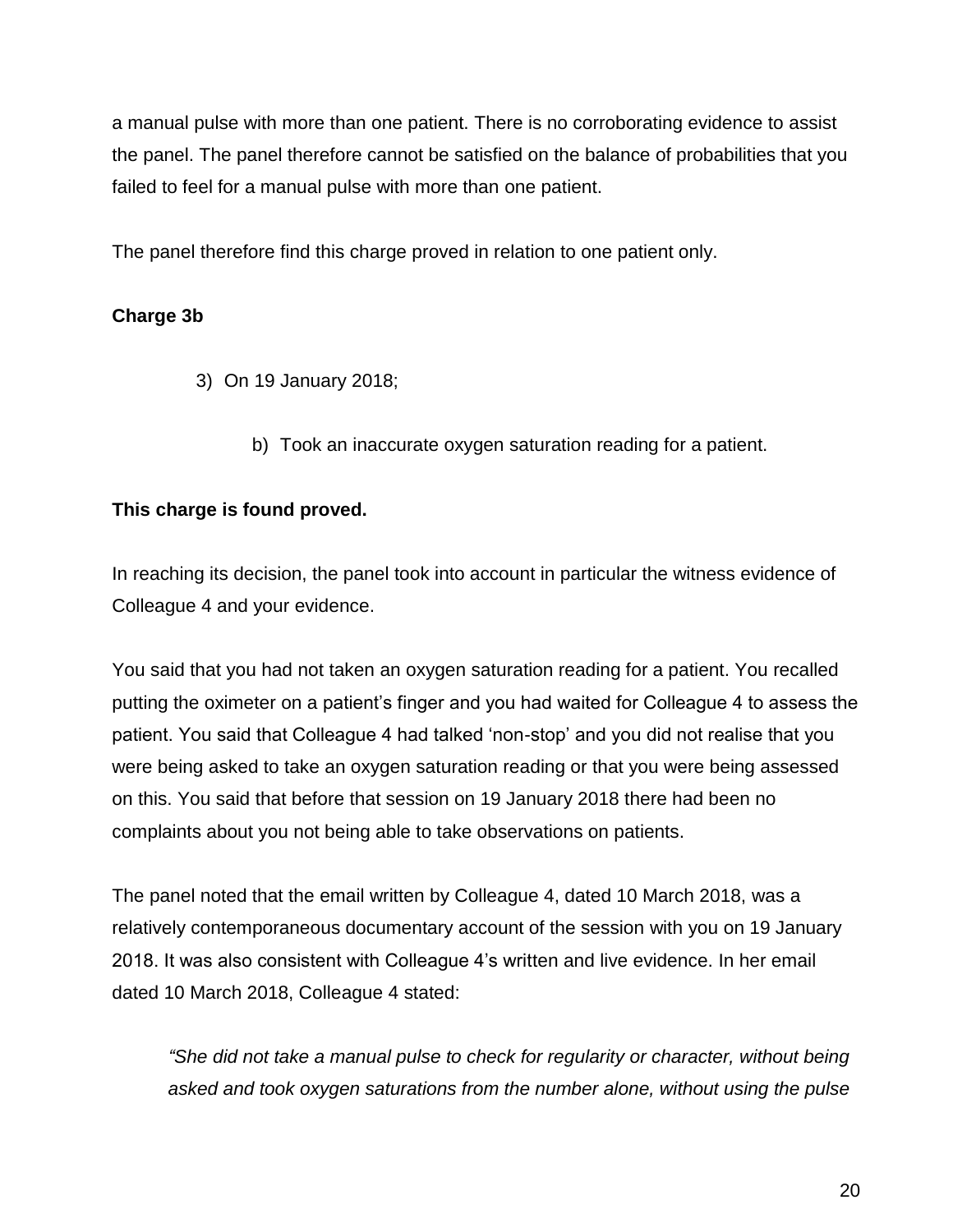a manual pulse with more than one patient. There is no corroborating evidence to assist the panel. The panel therefore cannot be satisfied on the balance of probabilities that you failed to feel for a manual pulse with more than one patient.

The panel therefore find this charge proved in relation to one patient only.

**Charge 3b**

3) On 19 January 2018;

   b) Took an inaccurate oxygen saturation reading for a patient.

**This charge is found proved.**

In reaching its decision, the panel took into account in particular the witness evidence of Colleague 4 and your evidence.

You said that you had not taken an oxygen saturation reading for a patient. You recalled putting the oximeter on a patient's finger and you had waited for Colleague 4 to assess the patient. You said that Colleague 4 had talked 'non-stop' and you did not realise that you were being asked to take an oxygen saturation reading or that you were being assessed on this. You said that before that session on 19 January 2018 there had been no complaints about you not being able to take observations on patients.

The panel noted that the email written by Colleague 4, dated 10 March 2018, was a relatively contemporaneous documentary account of the session with you on 19 January 2018. It was also consistent with Colleague 4's written and live evidence. In her email dated 10 March 2018, Colleague 4 stated:

> *"She did not take a manual pulse to check for regularity or character, without being asked and took oxygen saturations from the number alone, without using the pulse*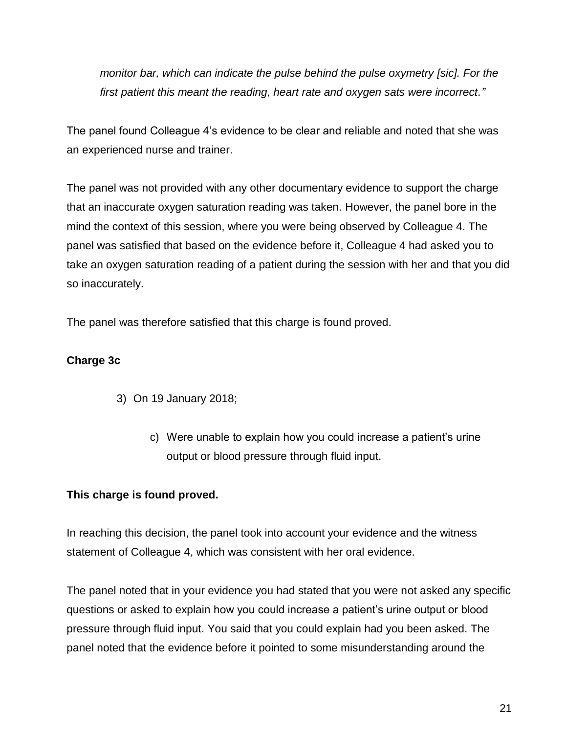*monitor bar, which can indicate the pulse behind the pulse oxymetry [sic]. For the first patient this meant the reading, heart rate and oxygen sats were incorrect."*

The panel found Colleague 4's evidence to be clear and reliable and noted that she was an experienced nurse and trainer.

The panel was not provided with any other documentary evidence to support the charge that an inaccurate oxygen saturation reading was taken. However, the panel bore in the mind the context of this session, where you were being observed by Colleague 4. The panel was satisfied that based on the evidence before it, Colleague 4 had asked you to take an oxygen saturation reading of a patient during the session with her and that you did so inaccurately.

The panel was therefore satisfied that this charge is found proved.

**Charge 3c**

3) On 19 January 2018;

   c) Were unable to explain how you could increase a patient's urine output or blood pressure through fluid input.

**This charge is found proved.**

In reaching this decision, the panel took into account your evidence and the witness statement of Colleague 4, which was consistent with her oral evidence.

The panel noted that in your evidence you had stated that you were not asked any specific questions or asked to explain how you could increase a patient's urine output or blood pressure through fluid input. You said that you could explain had you been asked. The panel noted that the evidence before it pointed to some misunderstanding around the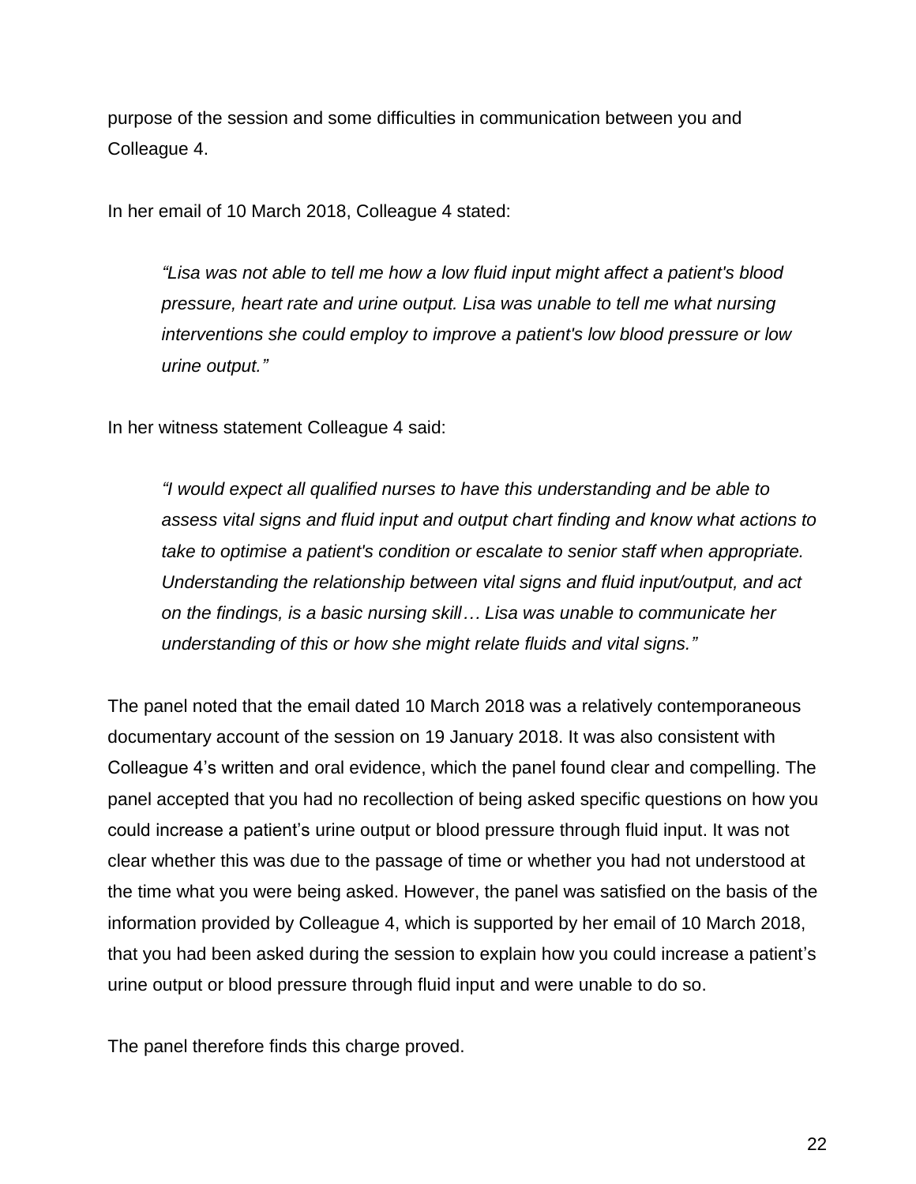purpose of the session and some difficulties in communication between you and Colleague 4.

In her email of 10 March 2018, Colleague 4 stated:

> *"Lisa was not able to tell me how a low fluid input might affect a patient's blood pressure, heart rate and urine output. Lisa was unable to tell me what nursing interventions she could employ to improve a patient's low blood pressure or low urine output."*

In her witness statement Colleague 4 said:

> *"I would expect all qualified nurses to have this understanding and be able to assess vital signs and fluid input and output chart finding and know what actions to take to optimise a patient's condition or escalate to senior staff when appropriate. Understanding the relationship between vital signs and fluid input/output, and act on the findings, is a basic nursing skill… Lisa was unable to communicate her understanding of this or how she might relate fluids and vital signs."*

The panel noted that the email dated 10 March 2018 was a relatively contemporaneous documentary account of the session on 19 January 2018. It was also consistent with Colleague 4's written and oral evidence, which the panel found clear and compelling. The panel accepted that you had no recollection of being asked specific questions on how you could increase a patient's urine output or blood pressure through fluid input. It was not clear whether this was due to the passage of time or whether you had not understood at the time what you were being asked. However, the panel was satisfied on the basis of the information provided by Colleague 4, which is supported by her email of 10 March 2018, that you had been asked during the session to explain how you could increase a patient's urine output or blood pressure through fluid input and were unable to do so.

The panel therefore finds this charge proved.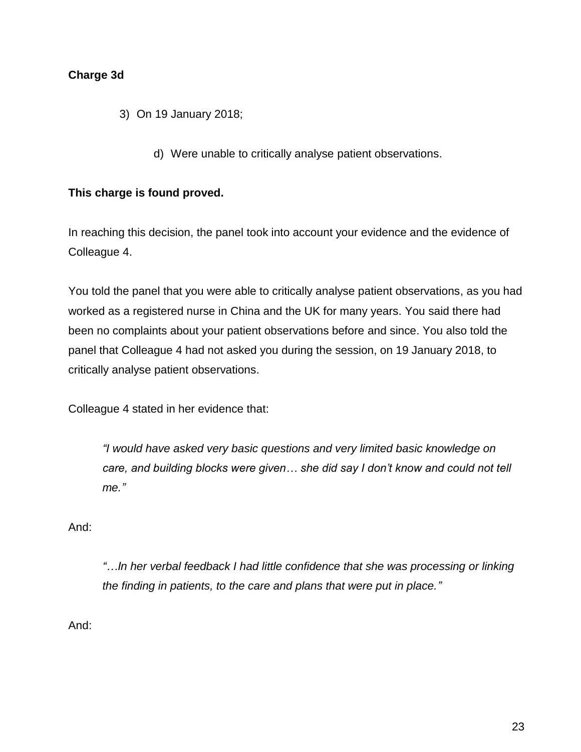**Charge 3d**

3) On 19 January 2018;

    d) Were unable to critically analyse patient observations.

**This charge is found proved.**

In reaching this decision, the panel took into account your evidence and the evidence of Colleague 4.

You told the panel that you were able to critically analyse patient observations, as you had worked as a registered nurse in China and the UK for many years. You said there had been no complaints about your patient observations before and since. You also told the panel that Colleague 4 had not asked you during the session, on 19 January 2018, to critically analyse patient observations.

Colleague 4 stated in her evidence that:

> *"I would have asked very basic questions and very limited basic knowledge on care, and building blocks were given… she did say I don't know and could not tell me."*

And:

> *"…In her verbal feedback I had little confidence that she was processing or linking the finding in patients, to the care and plans that were put in place."*

And: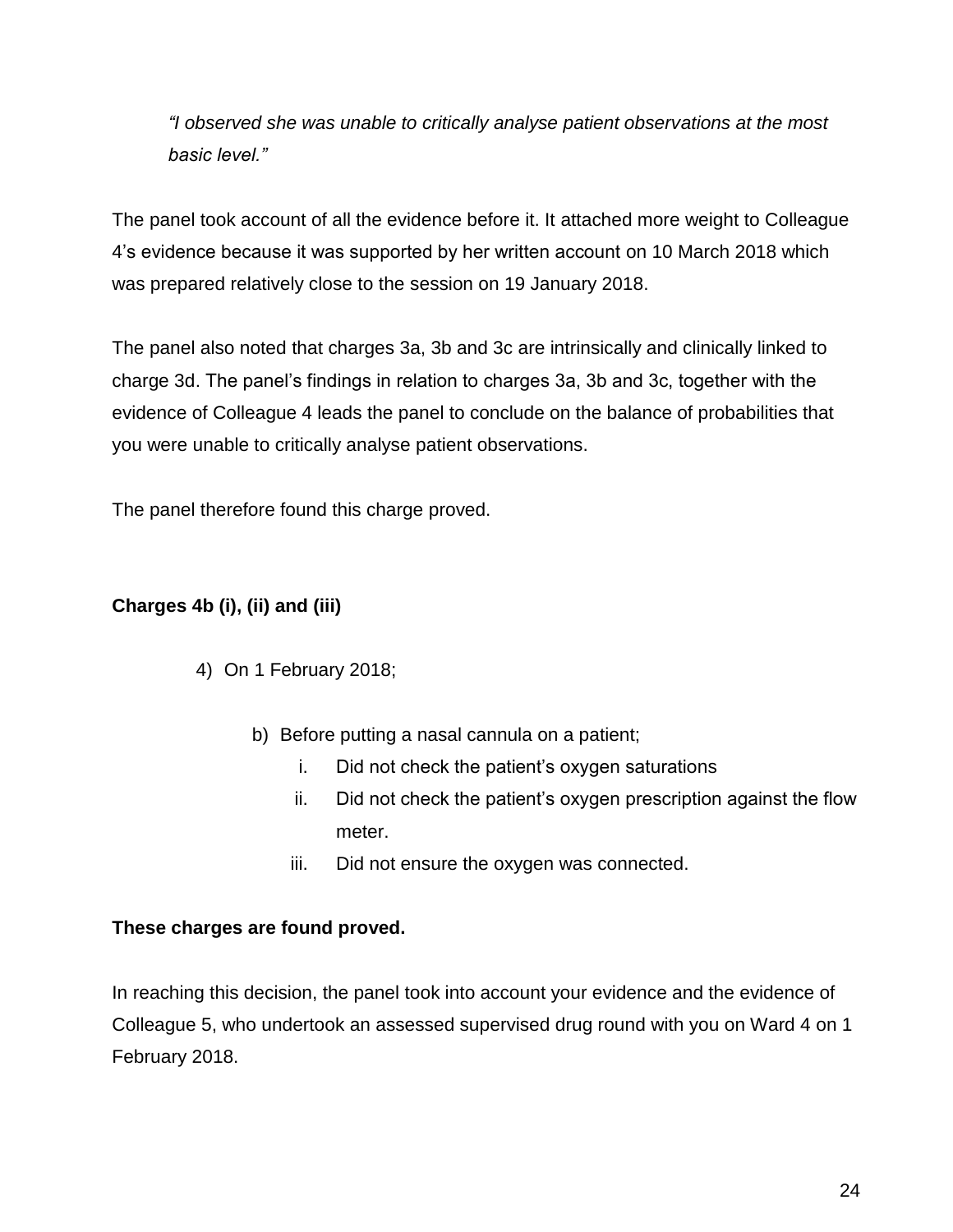> *"I observed she was unable to critically analyse patient observations at the most basic level."*

The panel took account of all the evidence before it. It attached more weight to Colleague 4's evidence because it was supported by her written account on 10 March 2018 which was prepared relatively close to the session on 19 January 2018.

The panel also noted that charges 3a, 3b and 3c are intrinsically and clinically linked to charge 3d. The panel's findings in relation to charges 3a, 3b and 3c, together with the evidence of Colleague 4 leads the panel to conclude on the balance of probabilities that you were unable to critically analyse patient observations.

The panel therefore found this charge proved.

**Charges 4b (i), (ii) and (iii)**

4) On 1 February 2018;

   b) Before putting a nasal cannula on a patient;
      i. Did not check the patient's oxygen saturations
      ii. Did not check the patient's oxygen prescription against the flow meter.
      iii. Did not ensure the oxygen was connected.

**These charges are found proved.**

In reaching this decision, the panel took into account your evidence and the evidence of Colleague 5, who undertook an assessed supervised drug round with you on Ward 4 on 1 February 2018.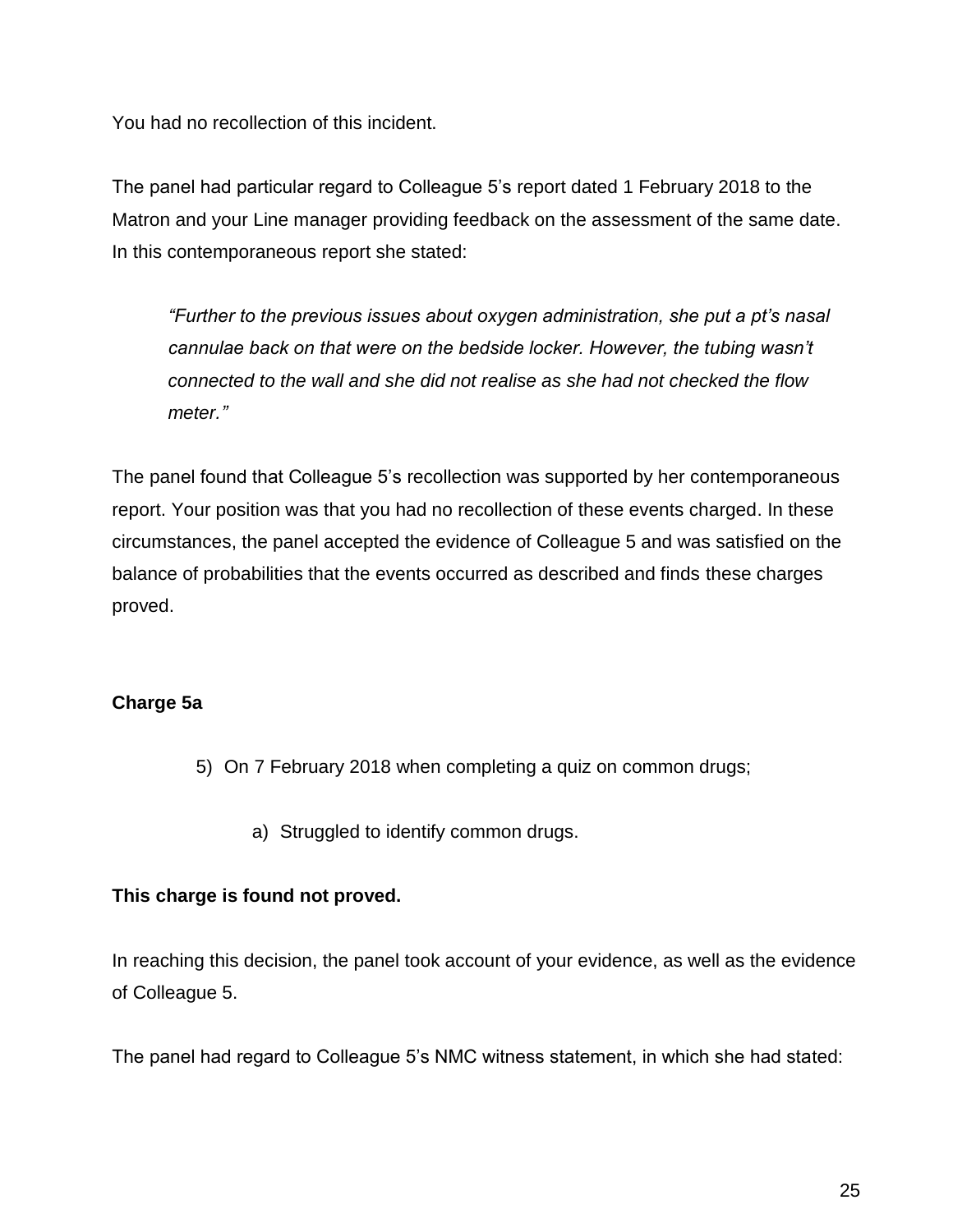You had no recollection of this incident.

The panel had particular regard to Colleague 5's report dated 1 February 2018 to the Matron and your Line manager providing feedback on the assessment of the same date. In this contemporaneous report she stated:

> *"Further to the previous issues about oxygen administration, she put a pt's nasal cannulae back on that were on the bedside locker. However, the tubing wasn't connected to the wall and she did not realise as she had not checked the flow meter."*

The panel found that Colleague 5's recollection was supported by her contemporaneous report. Your position was that you had no recollection of these events charged. In these circumstances, the panel accepted the evidence of Colleague 5 and was satisfied on the balance of probabilities that the events occurred as described and finds these charges proved.

**Charge 5a**

5) On 7 February 2018 when completing a quiz on common drugs;

   a) Struggled to identify common drugs.

**This charge is found not proved.**

In reaching this decision, the panel took account of your evidence, as well as the evidence of Colleague 5.

The panel had regard to Colleague 5's NMC witness statement, in which she had stated: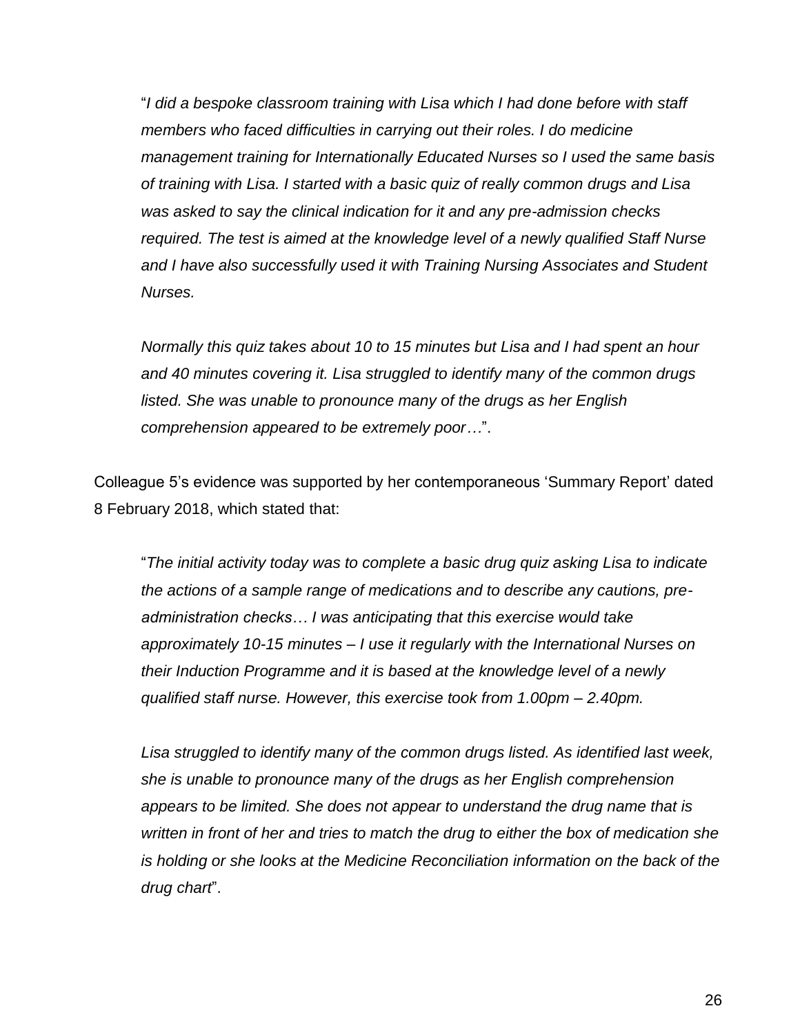"*I did a bespoke classroom training with Lisa which I had done before with staff members who faced difficulties in carrying out their roles. I do medicine management training for Internationally Educated Nurses so I used the same basis of training with Lisa. I started with a basic quiz of really common drugs and Lisa was asked to say the clinical indication for it and any pre-admission checks required. The test is aimed at the knowledge level of a newly qualified Staff Nurse and I have also successfully used it with Training Nursing Associates and Student Nurses.*

*Normally this quiz takes about 10 to 15 minutes but Lisa and I had spent an hour and 40 minutes covering it. Lisa struggled to identify many of the common drugs listed. She was unable to pronounce many of the drugs as her English comprehension appeared to be extremely poor…*".

Colleague 5's evidence was supported by her contemporaneous 'Summary Report' dated 8 February 2018, which stated that:

"*The initial activity today was to complete a basic drug quiz asking Lisa to indicate the actions of a sample range of medications and to describe any cautions, pre-administration checks… I was anticipating that this exercise would take approximately 10-15 minutes – I use it regularly with the International Nurses on their Induction Programme and it is based at the knowledge level of a newly qualified staff nurse. However, this exercise took from 1.00pm – 2.40pm.*

*Lisa struggled to identify many of the common drugs listed. As identified last week, she is unable to pronounce many of the drugs as her English comprehension appears to be limited. She does not appear to understand the drug name that is written in front of her and tries to match the drug to either the box of medication she is holding or she looks at the Medicine Reconciliation information on the back of the drug chart*".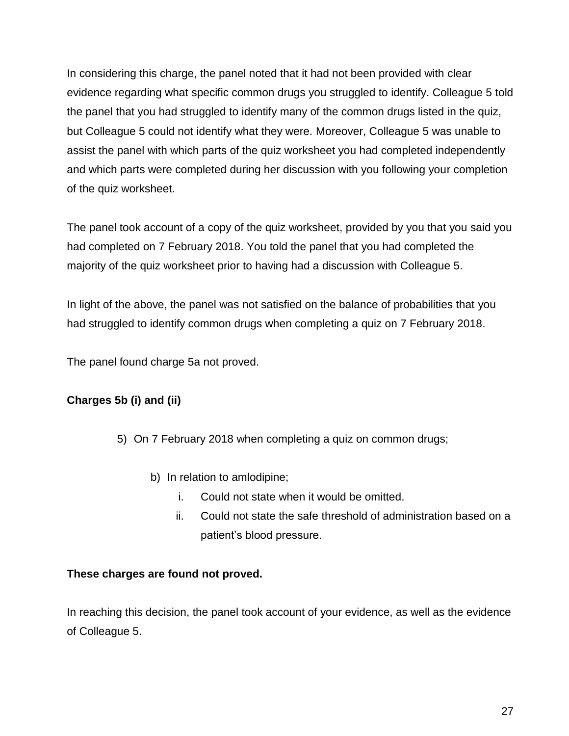In considering this charge, the panel noted that it had not been provided with clear evidence regarding what specific common drugs you struggled to identify. Colleague 5 told the panel that you had struggled to identify many of the common drugs listed in the quiz, but Colleague 5 could not identify what they were. Moreover, Colleague 5 was unable to assist the panel with which parts of the quiz worksheet you had completed independently and which parts were completed during her discussion with you following your completion of the quiz worksheet.

The panel took account of a copy of the quiz worksheet, provided by you that you said you had completed on 7 February 2018. You told the panel that you had completed the majority of the quiz worksheet prior to having had a discussion with Colleague 5.

In light of the above, the panel was not satisfied on the balance of probabilities that you had struggled to identify common drugs when completing a quiz on 7 February 2018.

The panel found charge 5a not proved.

**Charges 5b (i) and (ii)**

> 5) On 7 February 2018 when completing a quiz on common drugs;
>
> b) In relation to amlodipine;
>
> i. Could not state when it would be omitted.
>
> ii. Could not state the safe threshold of administration based on a patient's blood pressure.

**These charges are found not proved.**

In reaching this decision, the panel took account of your evidence, as well as the evidence of Colleague 5.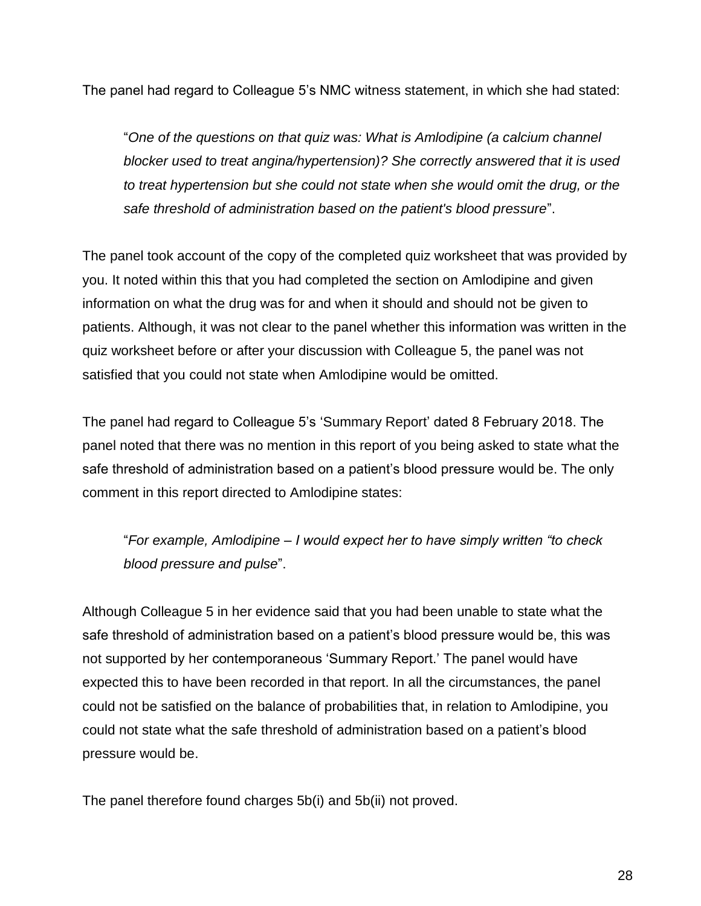The panel had regard to Colleague 5's NMC witness statement, in which she had stated:

> "*One of the questions on that quiz was: What is Amlodipine (a calcium channel blocker used to treat angina/hypertension)? She correctly answered that it is used to treat hypertension but she could not state when she would omit the drug, or the safe threshold of administration based on the patient's blood pressure*".

The panel took account of the copy of the completed quiz worksheet that was provided by you. It noted within this that you had completed the section on Amlodipine and given information on what the drug was for and when it should and should not be given to patients. Although, it was not clear to the panel whether this information was written in the quiz worksheet before or after your discussion with Colleague 5, the panel was not satisfied that you could not state when Amlodipine would be omitted.

The panel had regard to Colleague 5's 'Summary Report' dated 8 February 2018. The panel noted that there was no mention in this report of you being asked to state what the safe threshold of administration based on a patient's blood pressure would be. The only comment in this report directed to Amlodipine states:

> "*For example, Amlodipine – I would expect her to have simply written "to check blood pressure and pulse*".

Although Colleague 5 in her evidence said that you had been unable to state what the safe threshold of administration based on a patient's blood pressure would be, this was not supported by her contemporaneous 'Summary Report.' The panel would have expected this to have been recorded in that report. In all the circumstances, the panel could not be satisfied on the balance of probabilities that, in relation to Amlodipine, you could not state what the safe threshold of administration based on a patient's blood pressure would be.

The panel therefore found charges 5b(i) and 5b(ii) not proved.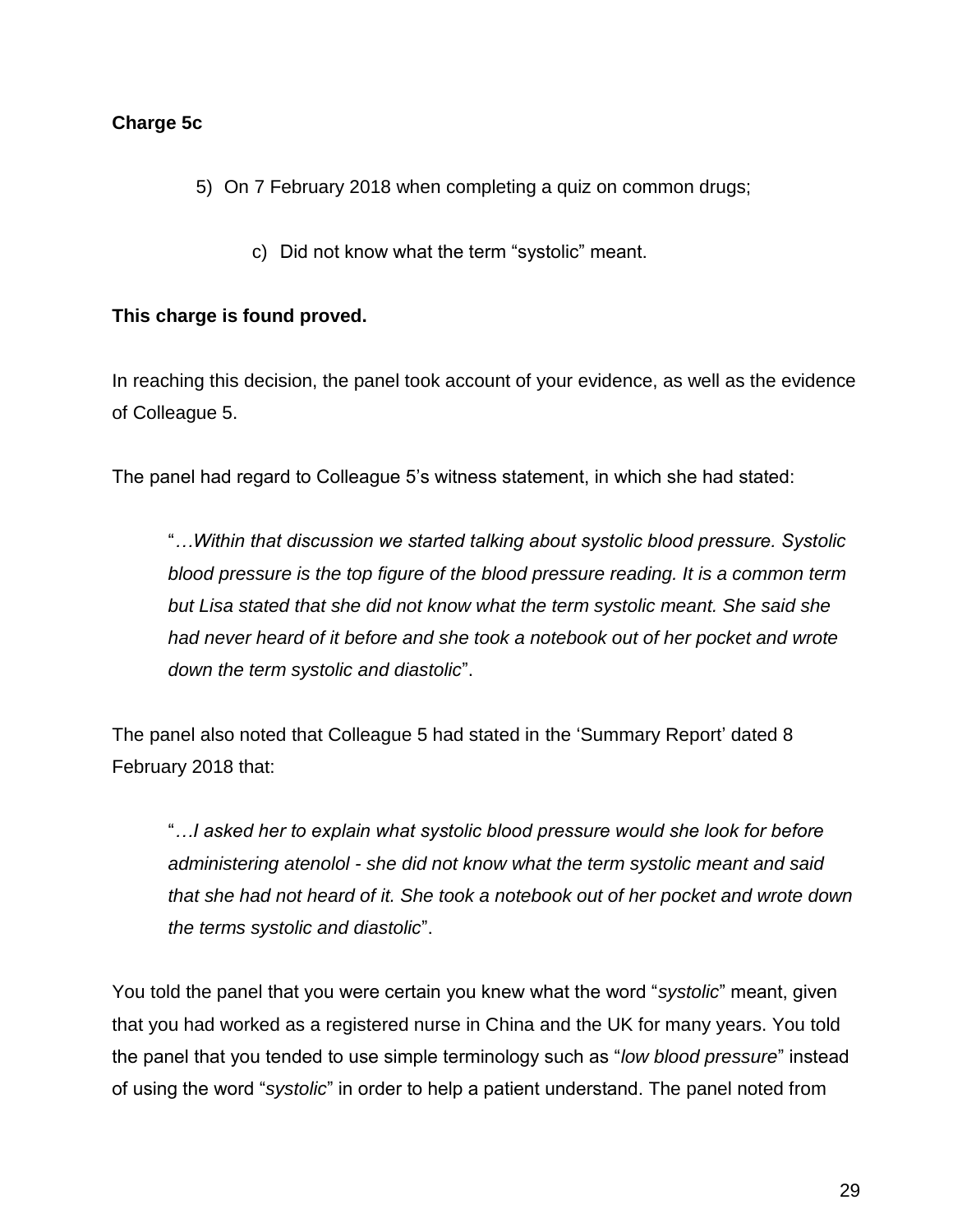**Charge 5c**

5) On 7 February 2018 when completing a quiz on common drugs;

    c) Did not know what the term “systolic” meant.

**This charge is found proved.**

In reaching this decision, the panel took account of your evidence, as well as the evidence of Colleague 5.

The panel had regard to Colleague 5’s witness statement, in which she had stated:

> “*…Within that discussion we started talking about systolic blood pressure. Systolic blood pressure is the top figure of the blood pressure reading. It is a common term but Lisa stated that she did not know what the term systolic meant. She said she had never heard of it before and she took a notebook out of her pocket and wrote down the term systolic and diastolic*”.

The panel also noted that Colleague 5 had stated in the ‘Summary Report’ dated 8 February 2018 that:

> “*…I asked her to explain what systolic blood pressure would she look for before administering atenolol - she did not know what the term systolic meant and said that she had not heard of it. She took a notebook out of her pocket and wrote down the terms systolic and diastolic*”.

You told the panel that you were certain you knew what the word “*systolic*” meant, given that you had worked as a registered nurse in China and the UK for many years. You told the panel that you tended to use simple terminology such as “*low blood pressure*” instead of using the word “*systolic*” in order to help a patient understand. The panel noted from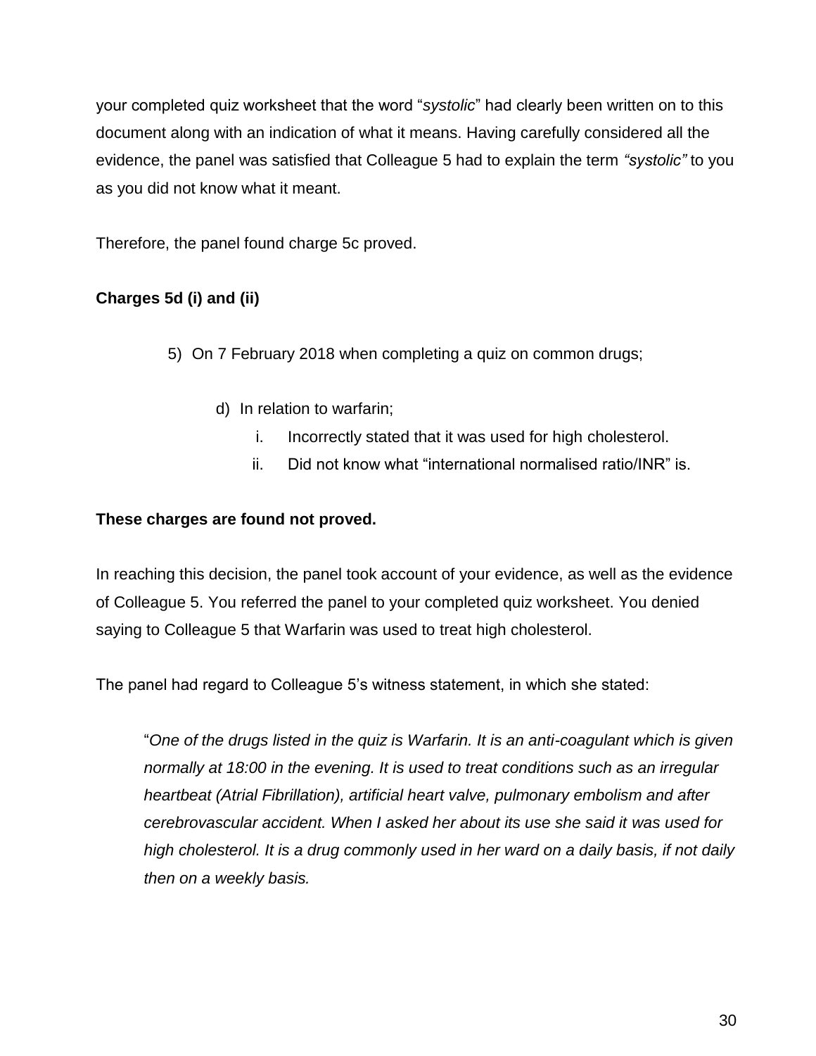your completed quiz worksheet that the word "*systolic*" had clearly been written on to this document along with an indication of what it means. Having carefully considered all the evidence, the panel was satisfied that Colleague 5 had to explain the term *"systolic"* to you as you did not know what it meant.

Therefore, the panel found charge 5c proved.

**Charges 5d (i) and (ii)**

> 5) On 7 February 2018 when completing a quiz on common drugs;
>
> > d) In relation to warfarin;
> >
> > > i. Incorrectly stated that it was used for high cholesterol.
> > >
> > > ii. Did not know what "international normalised ratio/INR" is.

**These charges are found not proved.**

In reaching this decision, the panel took account of your evidence, as well as the evidence of Colleague 5. You referred the panel to your completed quiz worksheet. You denied saying to Colleague 5 that Warfarin was used to treat high cholesterol.

The panel had regard to Colleague 5's witness statement, in which she stated:

> "*One of the drugs listed in the quiz is Warfarin. It is an anti-coagulant which is given normally at 18:00 in the evening. It is used to treat conditions such as an irregular heartbeat (Atrial Fibrillation), artificial heart valve, pulmonary embolism and after cerebrovascular accident. When I asked her about its use she said it was used for high cholesterol. It is a drug commonly used in her ward on a daily basis, if not daily then on a weekly basis.*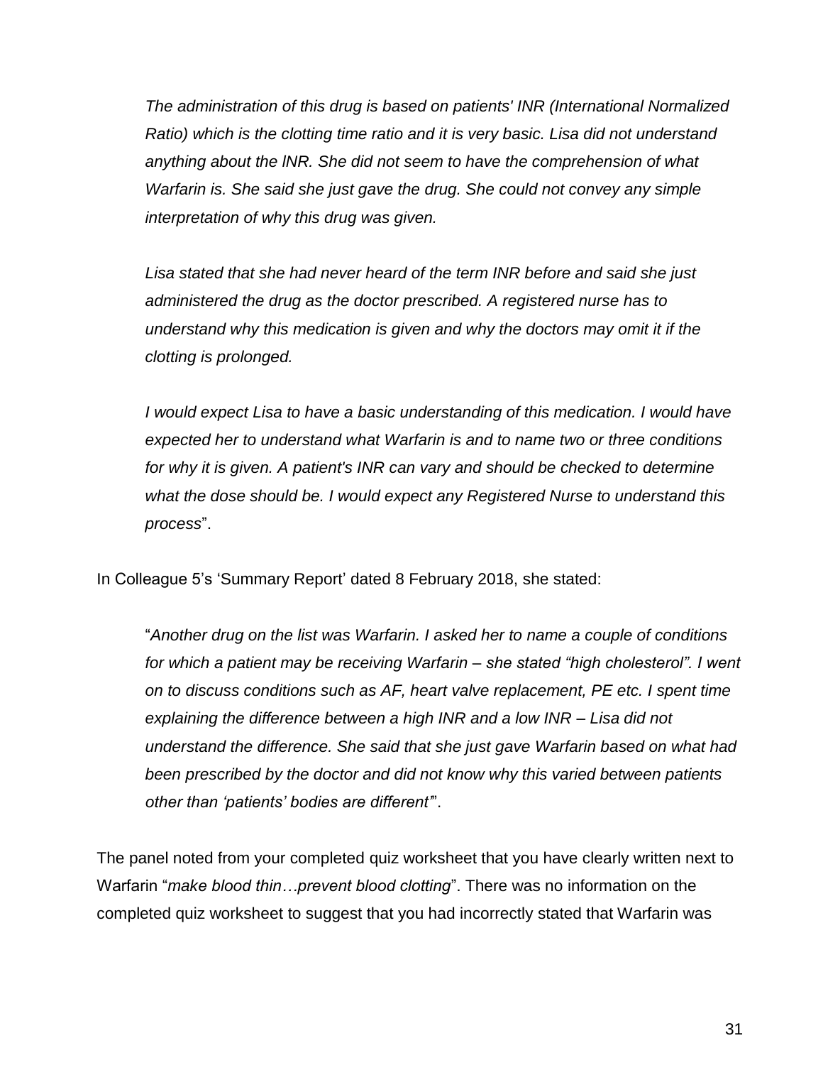*The administration of this drug is based on patients' INR (International Normalized Ratio) which is the clotting time ratio and it is very basic. Lisa did not understand anything about the lNR. She did not seem to have the comprehension of what Warfarin is. She said she just gave the drug. She could not convey any simple interpretation of why this drug was given.*

*Lisa stated that she had never heard of the term INR before and said she just administered the drug as the doctor prescribed. A registered nurse has to understand why this medication is given and why the doctors may omit it if the clotting is prolonged.*

*I would expect Lisa to have a basic understanding of this medication. I would have expected her to understand what Warfarin is and to name two or three conditions for why it is given. A patient's INR can vary and should be checked to determine what the dose should be. I would expect any Registered Nurse to understand this process*".

In Colleague 5's 'Summary Report' dated 8 February 2018, she stated:

"*Another drug on the list was Warfarin. I asked her to name a couple of conditions for which a patient may be receiving Warfarin – she stated "high cholesterol". I went on to discuss conditions such as AF, heart valve replacement, PE etc. I spent time explaining the difference between a high INR and a low INR – Lisa did not understand the difference. She said that she just gave Warfarin based on what had been prescribed by the doctor and did not know why this varied between patients other than 'patients' bodies are different'*".

The panel noted from your completed quiz worksheet that you have clearly written next to Warfarin "*make blood thin…prevent blood clotting*". There was no information on the completed quiz worksheet to suggest that you had incorrectly stated that Warfarin was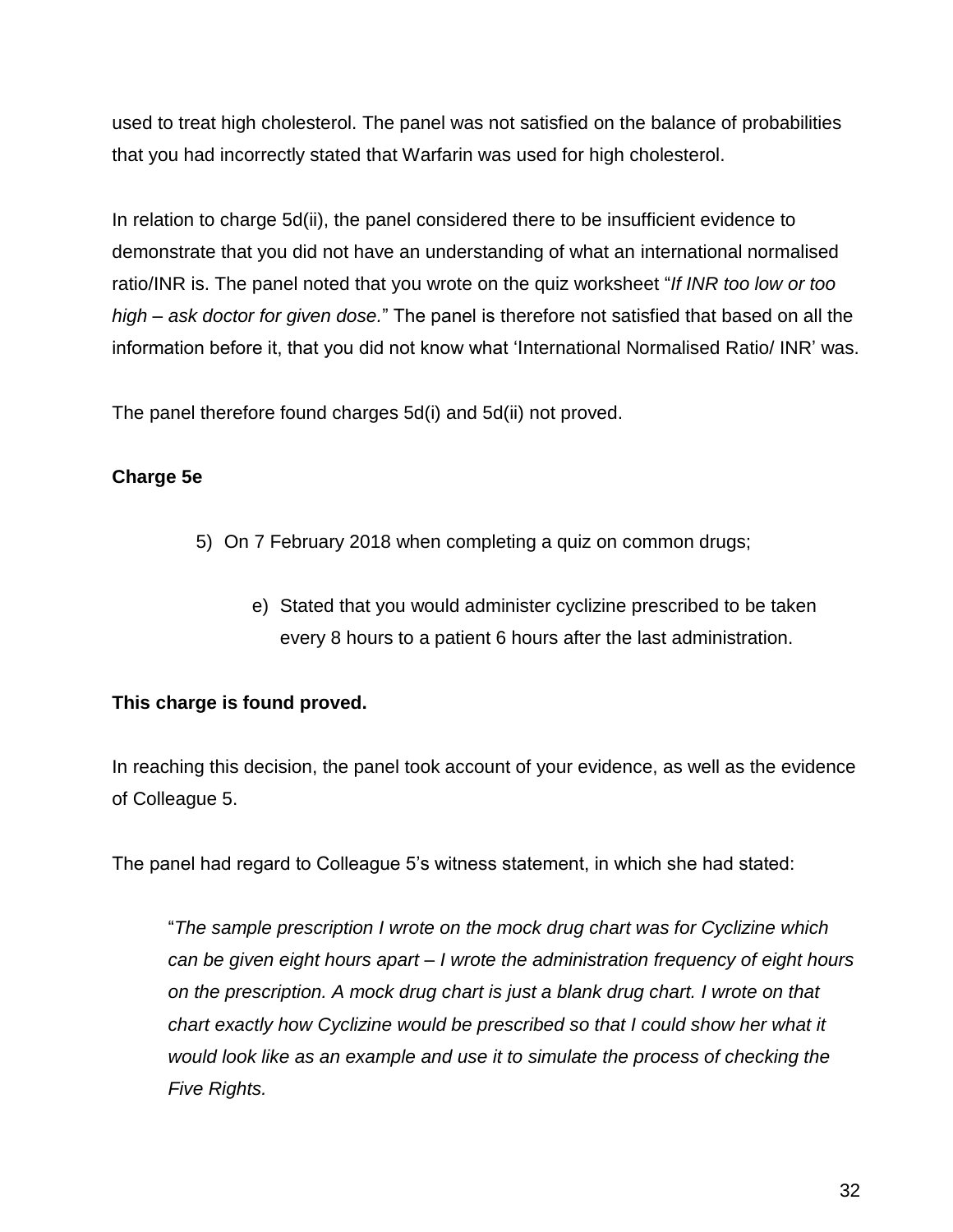used to treat high cholesterol. The panel was not satisfied on the balance of probabilities that you had incorrectly stated that Warfarin was used for high cholesterol.

In relation to charge 5d(ii), the panel considered there to be insufficient evidence to demonstrate that you did not have an understanding of what an international normalised ratio/INR is. The panel noted that you wrote on the quiz worksheet "*If INR too low or too high – ask doctor for given dose.*" The panel is therefore not satisfied that based on all the information before it, that you did not know what 'International Normalised Ratio/ INR' was.

The panel therefore found charges 5d(i) and 5d(ii) not proved.

**Charge 5e**

> 5) On 7 February 2018 when completing a quiz on common drugs;
>
> > e) Stated that you would administer cyclizine prescribed to be taken every 8 hours to a patient 6 hours after the last administration.

**This charge is found proved.**

In reaching this decision, the panel took account of your evidence, as well as the evidence of Colleague 5.

The panel had regard to Colleague 5's witness statement, in which she had stated:

> "*The sample prescription I wrote on the mock drug chart was for Cyclizine which can be given eight hours apart – I wrote the administration frequency of eight hours on the prescription. A mock drug chart is just a blank drug chart. I wrote on that chart exactly how Cyclizine would be prescribed so that I could show her what it would look like as an example and use it to simulate the process of checking the Five Rights.*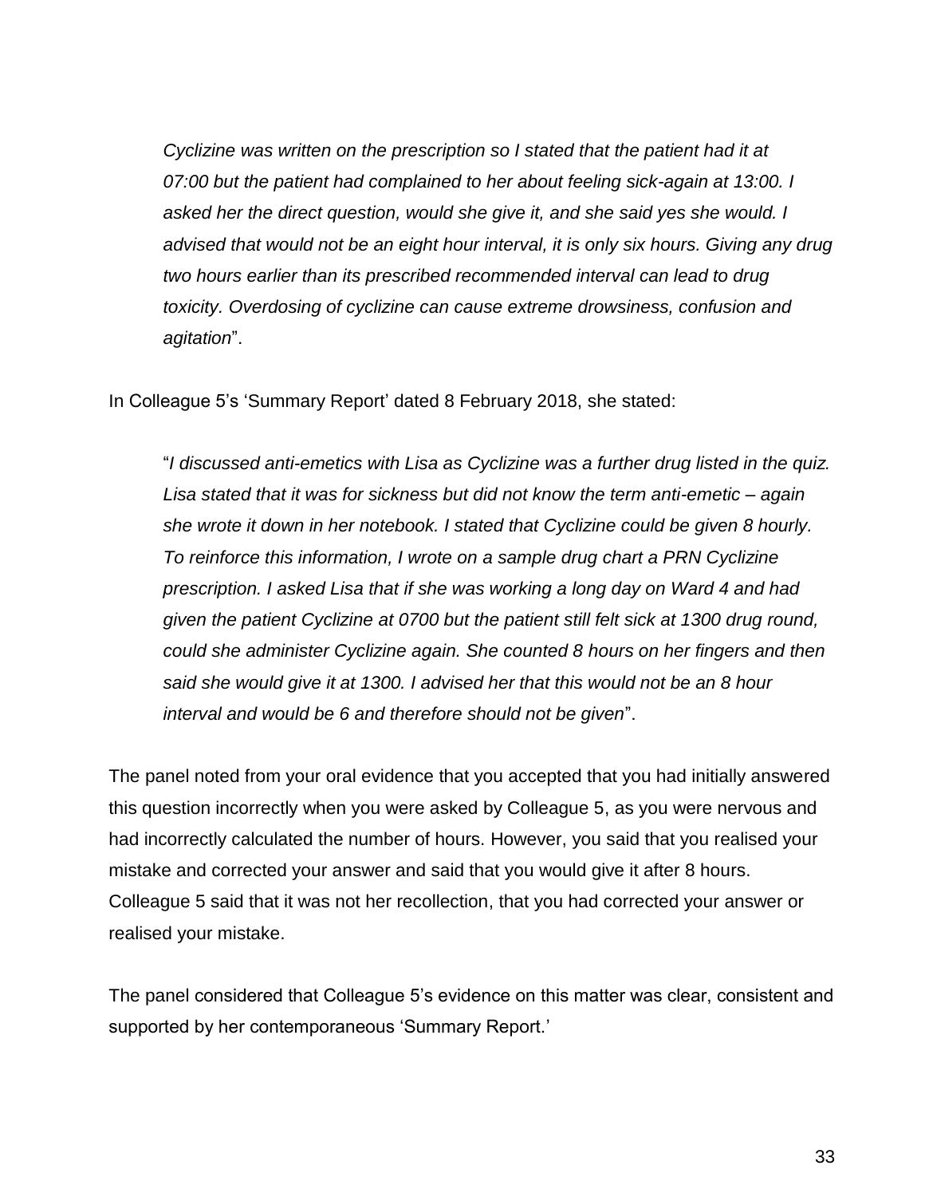*Cyclizine was written on the prescription so I stated that the patient had it at 07:00 but the patient had complained to her about feeling sick-again at 13:00. I asked her the direct question, would she give it, and she said yes she would. I advised that would not be an eight hour interval, it is only six hours. Giving any drug two hours earlier than its prescribed recommended interval can lead to drug toxicity. Overdosing of cyclizine can cause extreme drowsiness, confusion and agitation*".

In Colleague 5's 'Summary Report' dated 8 February 2018, she stated:

"*I discussed anti-emetics with Lisa as Cyclizine was a further drug listed in the quiz. Lisa stated that it was for sickness but did not know the term anti-emetic – again she wrote it down in her notebook. I stated that Cyclizine could be given 8 hourly. To reinforce this information, I wrote on a sample drug chart a PRN Cyclizine prescription. I asked Lisa that if she was working a long day on Ward 4 and had given the patient Cyclizine at 0700 but the patient still felt sick at 1300 drug round, could she administer Cyclizine again. She counted 8 hours on her fingers and then said she would give it at 1300. I advised her that this would not be an 8 hour interval and would be 6 and therefore should not be given*".

The panel noted from your oral evidence that you accepted that you had initially answered this question incorrectly when you were asked by Colleague 5, as you were nervous and had incorrectly calculated the number of hours. However, you said that you realised your mistake and corrected your answer and said that you would give it after 8 hours. Colleague 5 said that it was not her recollection, that you had corrected your answer or realised your mistake.

The panel considered that Colleague 5's evidence on this matter was clear, consistent and supported by her contemporaneous 'Summary Report.'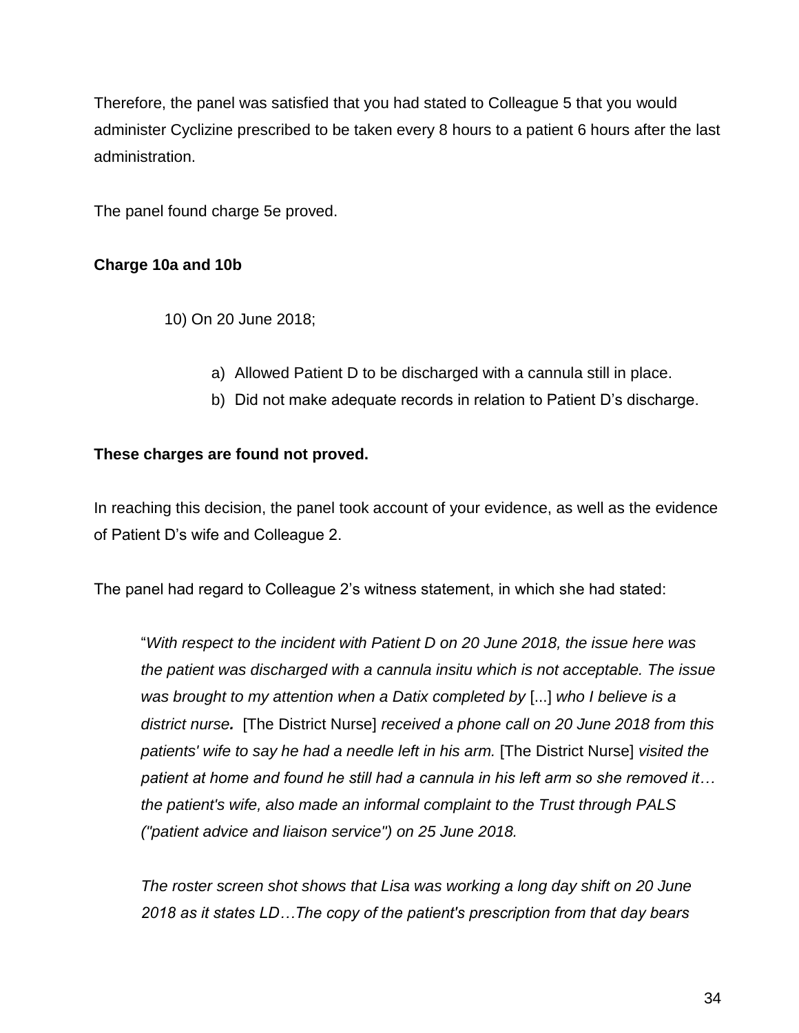Therefore, the panel was satisfied that you had stated to Colleague 5 that you would administer Cyclizine prescribed to be taken every 8 hours to a patient 6 hours after the last administration.

The panel found charge 5e proved.

**Charge 10a and 10b**

10) On 20 June 2018;

a) Allowed Patient D to be discharged with a cannula still in place.
b) Did not make adequate records in relation to Patient D's discharge.

**These charges are found not proved.**

In reaching this decision, the panel took account of your evidence, as well as the evidence of Patient D's wife and Colleague 2.

The panel had regard to Colleague 2's witness statement, in which she had stated:

> "*With respect to the incident with Patient D on 20 June 2018, the issue here was the patient was discharged with a cannula insitu which is not acceptable. The issue was brought to my attention when a Datix completed by* [...] *who I believe is a district nurse.* [The District Nurse] *received a phone call on 20 June 2018 from this patients' wife to say he had a needle left in his arm.* [The District Nurse] *visited the patient at home and found he still had a cannula in his left arm so she removed it… the patient's wife, also made an informal complaint to the Trust through PALS ("patient advice and liaison service") on 25 June 2018.*
>
> *The roster screen shot shows that Lisa was working a long day shift on 20 June 2018 as it states LD…The copy of the patient's prescription from that day bears*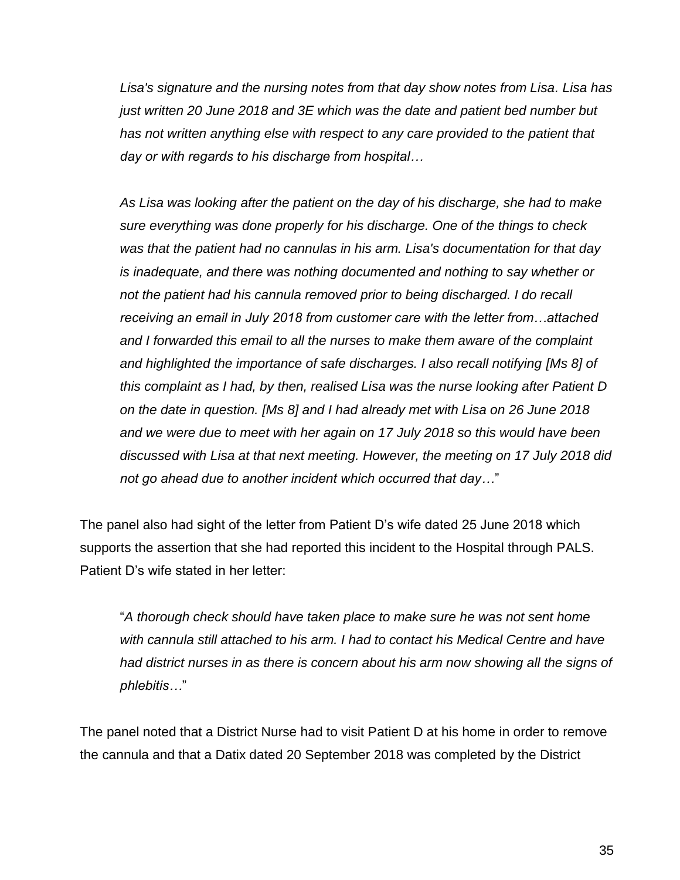*Lisa's signature and the nursing notes from that day show notes from Lisa. Lisa has just written 20 June 2018 and 3E which was the date and patient bed number but has not written anything else with respect to any care provided to the patient that day or with regards to his discharge from hospital…*

*As Lisa was looking after the patient on the day of his discharge, she had to make sure everything was done properly for his discharge. One of the things to check was that the patient had no cannulas in his arm. Lisa's documentation for that day is inadequate, and there was nothing documented and nothing to say whether or not the patient had his cannula removed prior to being discharged. I do recall receiving an email in July 2018 from customer care with the letter from…attached and I forwarded this email to all the nurses to make them aware of the complaint and highlighted the importance of safe discharges. I also recall notifying [Ms 8] of this complaint as I had, by then, realised Lisa was the nurse looking after Patient D on the date in question. [Ms 8] and I had already met with Lisa on 26 June 2018 and we were due to meet with her again on 17 July 2018 so this would have been discussed with Lisa at that next meeting. However, the meeting on 17 July 2018 did not go ahead due to another incident which occurred that day…*"

The panel also had sight of the letter from Patient D's wife dated 25 June 2018 which supports the assertion that she had reported this incident to the Hospital through PALS. Patient D's wife stated in her letter:

"*A thorough check should have taken place to make sure he was not sent home with cannula still attached to his arm. I had to contact his Medical Centre and have had district nurses in as there is concern about his arm now showing all the signs of phlebitis…*"

The panel noted that a District Nurse had to visit Patient D at his home in order to remove the cannula and that a Datix dated 20 September 2018 was completed by the District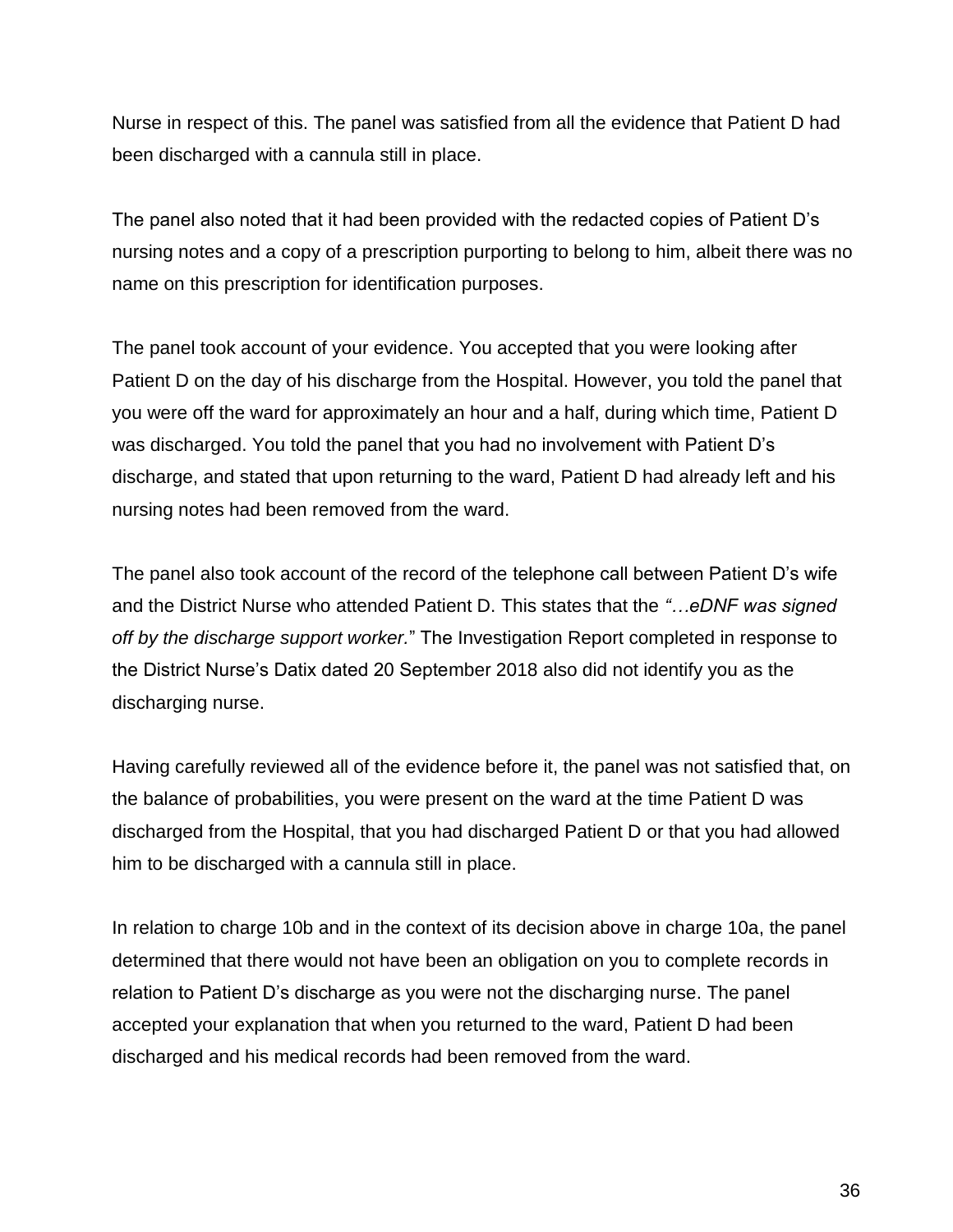Nurse in respect of this. The panel was satisfied from all the evidence that Patient D had been discharged with a cannula still in place.

The panel also noted that it had been provided with the redacted copies of Patient D's nursing notes and a copy of a prescription purporting to belong to him, albeit there was no name on this prescription for identification purposes.

The panel took account of your evidence. You accepted that you were looking after Patient D on the day of his discharge from the Hospital. However, you told the panel that you were off the ward for approximately an hour and a half, during which time, Patient D was discharged. You told the panel that you had no involvement with Patient D's discharge, and stated that upon returning to the ward, Patient D had already left and his nursing notes had been removed from the ward.

The panel also took account of the record of the telephone call between Patient D's wife and the District Nurse who attended Patient D. This states that the *"…eDNF was signed off by the discharge support worker."* The Investigation Report completed in response to the District Nurse's Datix dated 20 September 2018 also did not identify you as the discharging nurse.

Having carefully reviewed all of the evidence before it, the panel was not satisfied that, on the balance of probabilities, you were present on the ward at the time Patient D was discharged from the Hospital, that you had discharged Patient D or that you had allowed him to be discharged with a cannula still in place.

In relation to charge 10b and in the context of its decision above in charge 10a, the panel determined that there would not have been an obligation on you to complete records in relation to Patient D's discharge as you were not the discharging nurse. The panel accepted your explanation that when you returned to the ward, Patient D had been discharged and his medical records had been removed from the ward.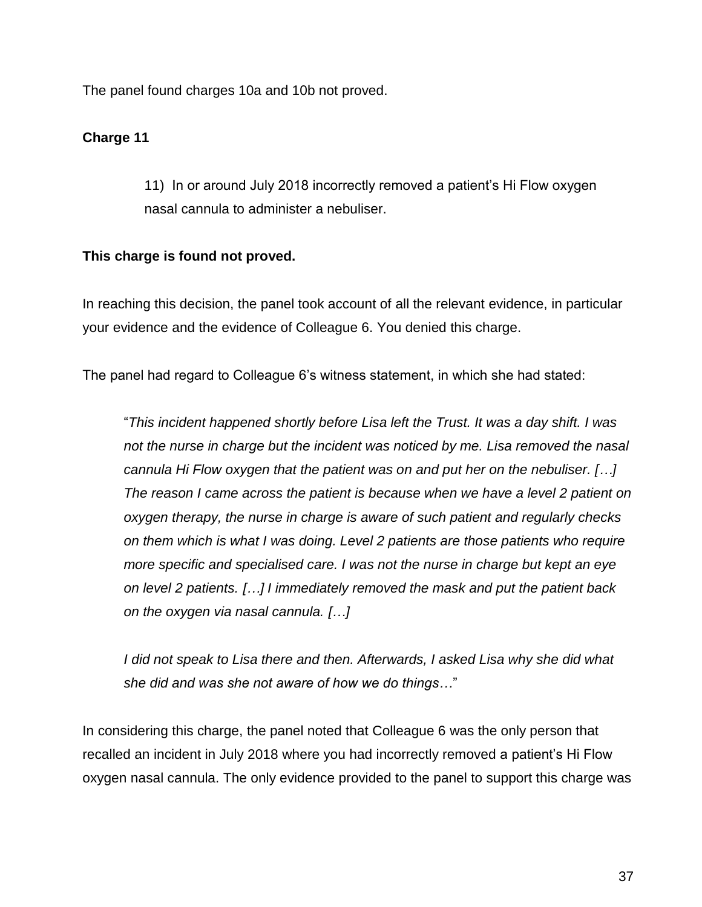The panel found charges 10a and 10b not proved.

**Charge 11**

> 11) In or around July 2018 incorrectly removed a patient’s Hi Flow oxygen nasal cannula to administer a nebuliser.

**This charge is found not proved.**

In reaching this decision, the panel took account of all the relevant evidence, in particular your evidence and the evidence of Colleague 6. You denied this charge.

The panel had regard to Colleague 6’s witness statement, in which she had stated:

> “*This incident happened shortly before Lisa left the Trust. It was a day shift. I was not the nurse in charge but the incident was noticed by me. Lisa removed the nasal cannula Hi Flow oxygen that the patient was on and put her on the nebuliser. […] The reason I came across the patient is because when we have a level 2 patient on oxygen therapy, the nurse in charge is aware of such patient and regularly checks on them which is what I was doing. Level 2 patients are those patients who require more specific and specialised care. I was not the nurse in charge but kept an eye on level 2 patients. […] I immediately removed the mask and put the patient back on the oxygen via nasal cannula. […]*
>
> *I did not speak to Lisa there and then. Afterwards, I asked Lisa why she did what she did and was she not aware of how we do things…*”

In considering this charge, the panel noted that Colleague 6 was the only person that recalled an incident in July 2018 where you had incorrectly removed a patient’s Hi Flow oxygen nasal cannula. The only evidence provided to the panel to support this charge was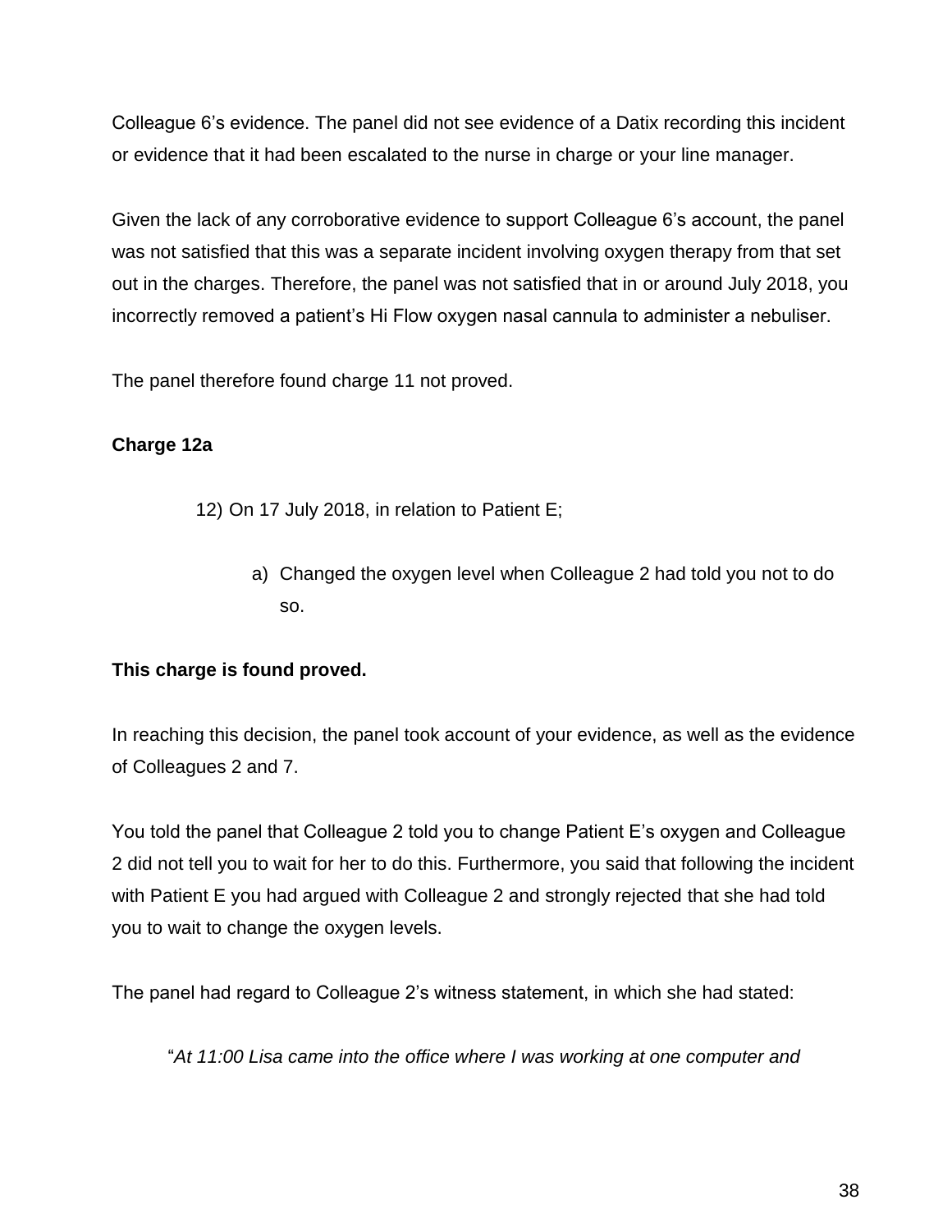Colleague 6’s evidence. The panel did not see evidence of a Datix recording this incident or evidence that it had been escalated to the nurse in charge or your line manager.

Given the lack of any corroborative evidence to support Colleague 6’s account, the panel was not satisfied that this was a separate incident involving oxygen therapy from that set out in the charges. Therefore, the panel was not satisfied that in or around July 2018, you incorrectly removed a patient’s Hi Flow oxygen nasal cannula to administer a nebuliser.

The panel therefore found charge 11 not proved.

**Charge 12a**

> 12) On 17 July 2018, in relation to Patient E;
>
> > a) Changed the oxygen level when Colleague 2 had told you not to do so.

**This charge is found proved.**

In reaching this decision, the panel took account of your evidence, as well as the evidence of Colleagues 2 and 7.

You told the panel that Colleague 2 told you to change Patient E’s oxygen and Colleague 2 did not tell you to wait for her to do this. Furthermore, you said that following the incident with Patient E you had argued with Colleague 2 and strongly rejected that she had told you to wait to change the oxygen levels.

The panel had regard to Colleague 2’s witness statement, in which she had stated:

> “*At 11:00 Lisa came into the office where I was working at one computer and*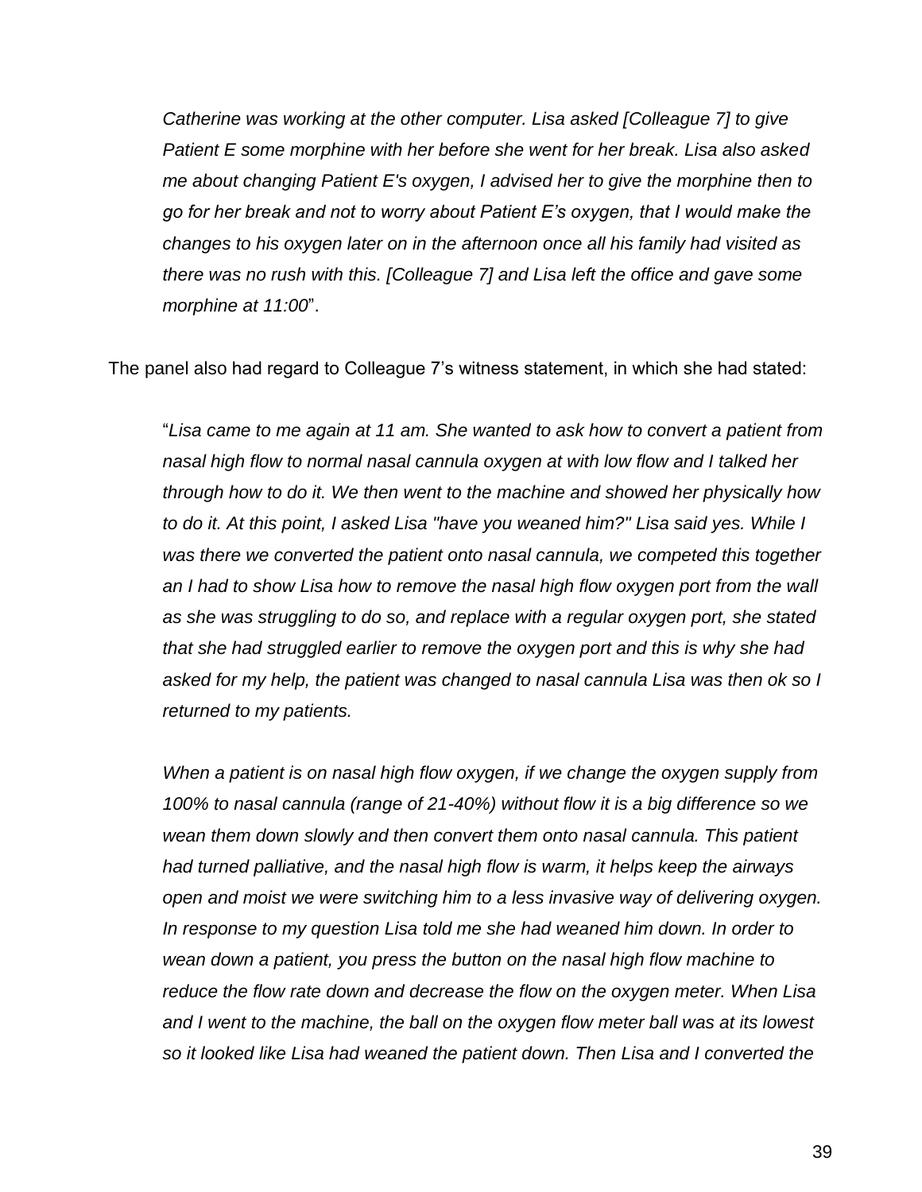*Catherine was working at the other computer. Lisa asked [Colleague 7] to give Patient E some morphine with her before she went for her break. Lisa also asked me about changing Patient E's oxygen, I advised her to give the morphine then to go for her break and not to worry about Patient E's oxygen, that I would make the changes to his oxygen later on in the afternoon once all his family had visited as there was no rush with this. [Colleague 7] and Lisa left the office and gave some morphine at 11:00*".

The panel also had regard to Colleague 7's witness statement, in which she had stated:

"*Lisa came to me again at 11 am. She wanted to ask how to convert a patient from nasal high flow to normal nasal cannula oxygen at with low flow and I talked her through how to do it. We then went to the machine and showed her physically how to do it. At this point, I asked Lisa "have you weaned him?" Lisa said yes. While I was there we converted the patient onto nasal cannula, we competed this together an I had to show Lisa how to remove the nasal high flow oxygen port from the wall as she was struggling to do so, and replace with a regular oxygen port, she stated that she had struggled earlier to remove the oxygen port and this is why she had asked for my help, the patient was changed to nasal cannula Lisa was then ok so I returned to my patients.*

*When a patient is on nasal high flow oxygen, if we change the oxygen supply from 100% to nasal cannula (range of 21-40%) without flow it is a big difference so we wean them down slowly and then convert them onto nasal cannula. This patient had turned palliative, and the nasal high flow is warm, it helps keep the airways open and moist we were switching him to a less invasive way of delivering oxygen. In response to my question Lisa told me she had weaned him down. In order to wean down a patient, you press the button on the nasal high flow machine to reduce the flow rate down and decrease the flow on the oxygen meter. When Lisa and I went to the machine, the ball on the oxygen flow meter ball was at its lowest so it looked like Lisa had weaned the patient down. Then Lisa and I converted the*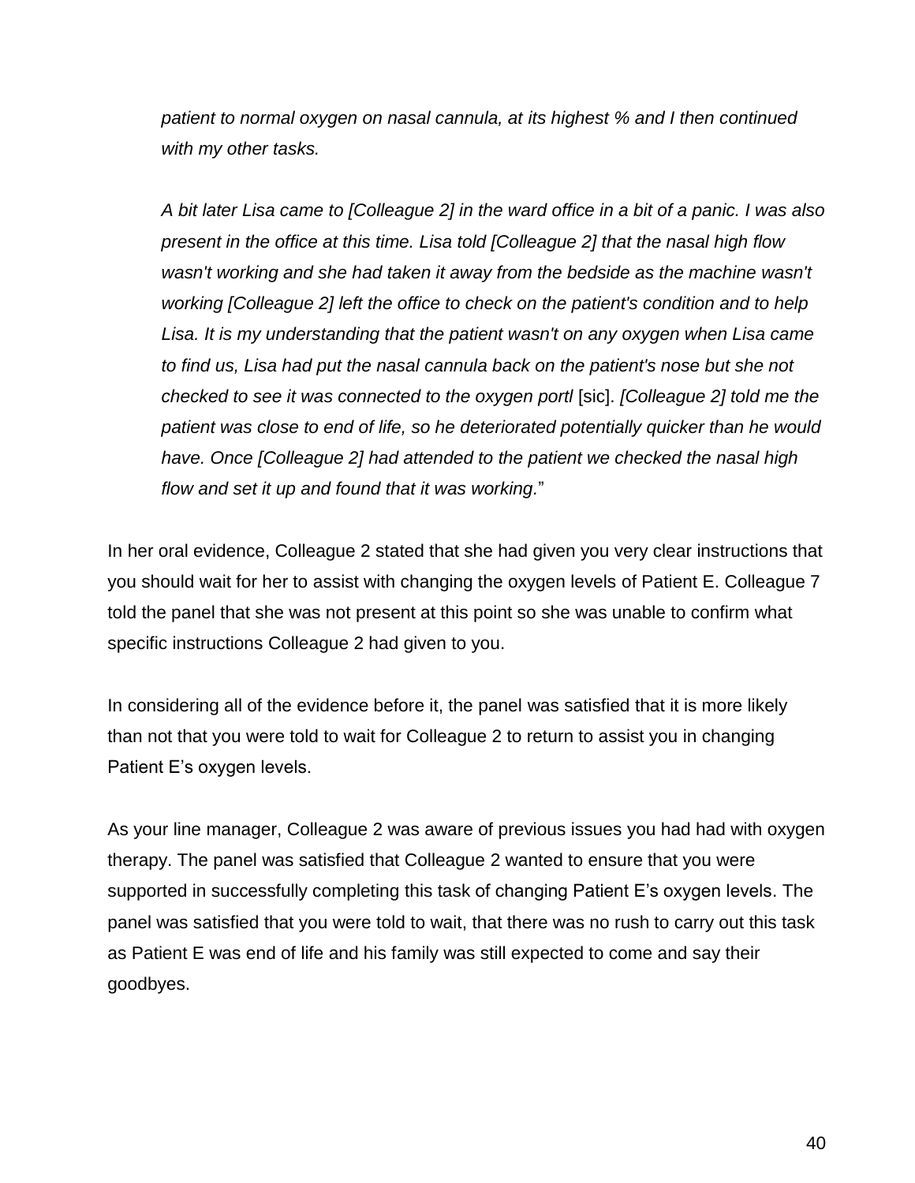*patient to normal oxygen on nasal cannula, at its highest % and I then continued with my other tasks.*

*A bit later Lisa came to [Colleague 2] in the ward office in a bit of a panic. I was also present in the office at this time. Lisa told [Colleague 2] that the nasal high flow wasn't working and she had taken it away from the bedside as the machine wasn't working [Colleague 2] left the office to check on the patient's condition and to help Lisa. It is my understanding that the patient wasn't on any oxygen when Lisa came to find us, Lisa had put the nasal cannula back on the patient's nose but she not checked to see it was connected to the oxygen portl* [sic]. *[Colleague 2] told me the patient was close to end of life, so he deteriorated potentially quicker than he would have. Once [Colleague 2] had attended to the patient we checked the nasal high flow and set it up and found that it was working.*"

In her oral evidence, Colleague 2 stated that she had given you very clear instructions that you should wait for her to assist with changing the oxygen levels of Patient E. Colleague 7 told the panel that she was not present at this point so she was unable to confirm what specific instructions Colleague 2 had given to you.

In considering all of the evidence before it, the panel was satisfied that it is more likely than not that you were told to wait for Colleague 2 to return to assist you in changing Patient E's oxygen levels.

As your line manager, Colleague 2 was aware of previous issues you had had with oxygen therapy. The panel was satisfied that Colleague 2 wanted to ensure that you were supported in successfully completing this task of changing Patient E's oxygen levels. The panel was satisfied that you were told to wait, that there was no rush to carry out this task as Patient E was end of life and his family was still expected to come and say their goodbyes.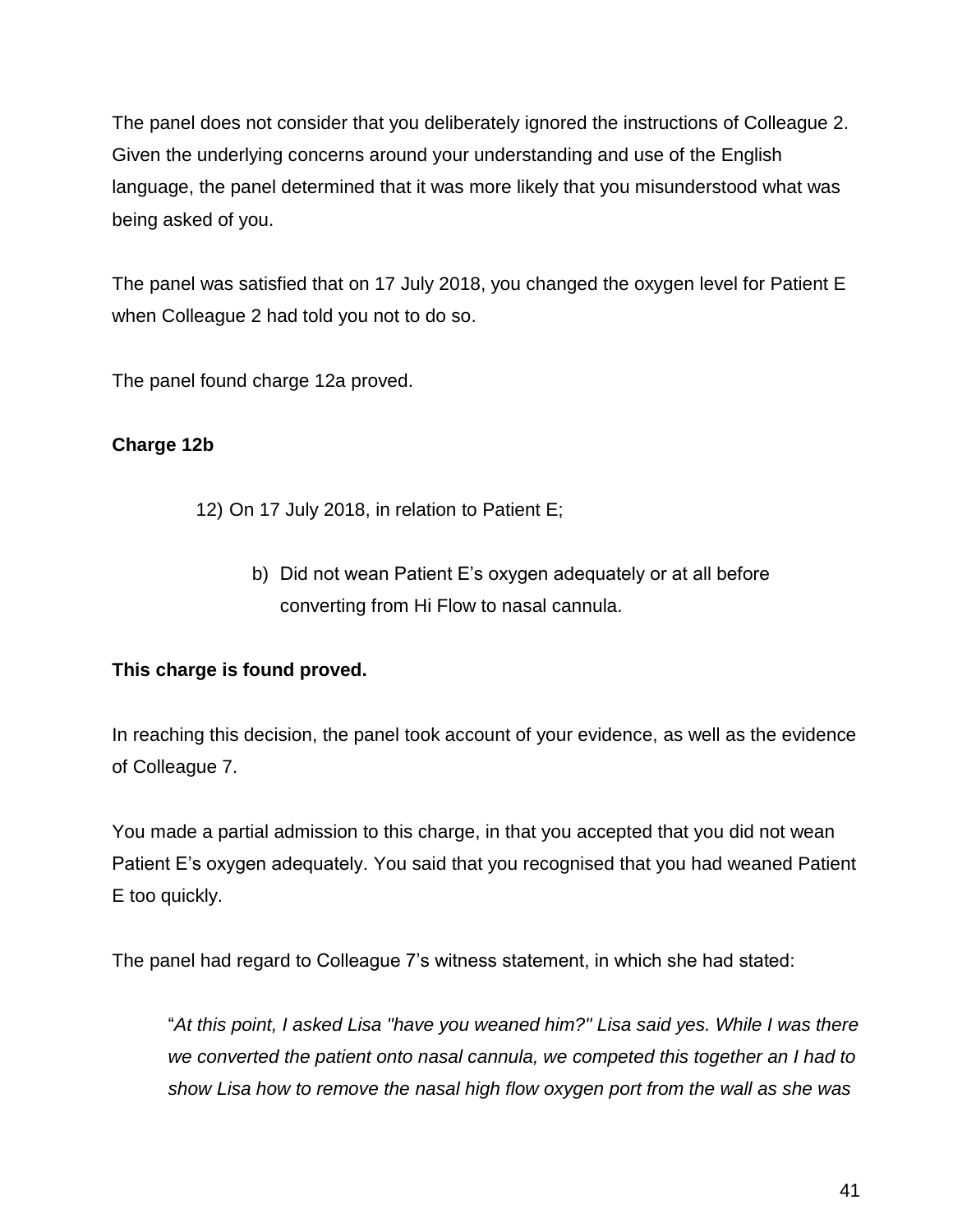The panel does not consider that you deliberately ignored the instructions of Colleague 2. Given the underlying concerns around your understanding and use of the English language, the panel determined that it was more likely that you misunderstood what was being asked of you.

The panel was satisfied that on 17 July 2018, you changed the oxygen level for Patient E when Colleague 2 had told you not to do so.

The panel found charge 12a proved.

**Charge 12b**

> 12) On 17 July 2018, in relation to Patient E;
>
> > b) Did not wean Patient E's oxygen adequately or at all before converting from Hi Flow to nasal cannula.

**This charge is found proved.**

In reaching this decision, the panel took account of your evidence, as well as the evidence of Colleague 7.

You made a partial admission to this charge, in that you accepted that you did not wean Patient E's oxygen adequately. You said that you recognised that you had weaned Patient E too quickly.

The panel had regard to Colleague 7's witness statement, in which she had stated:

> "*At this point, I asked Lisa "have you weaned him?" Lisa said yes. While I was there we converted the patient onto nasal cannula, we competed this together an I had to show Lisa how to remove the nasal high flow oxygen port from the wall as she was*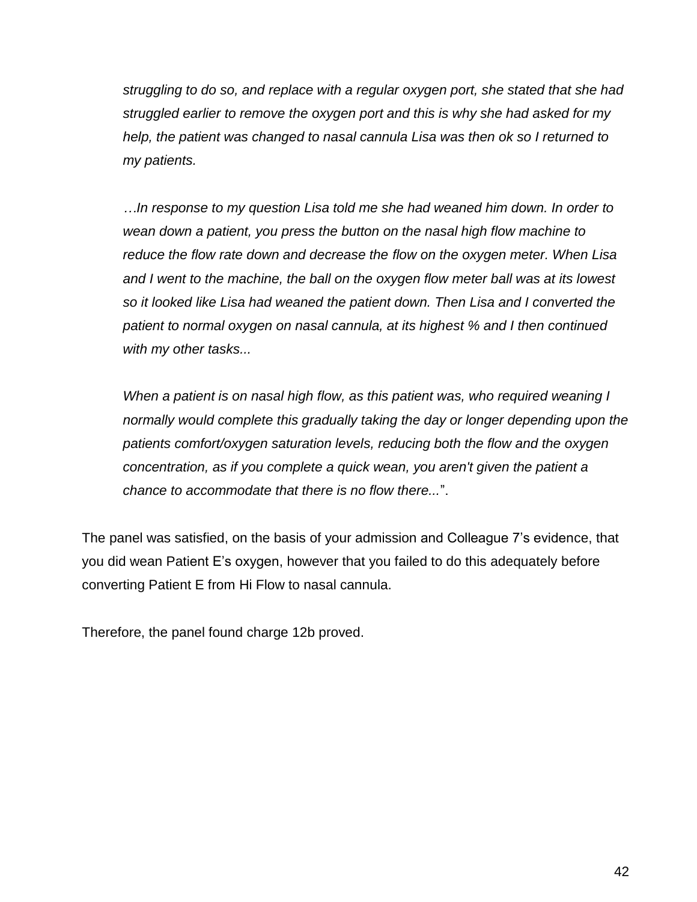*struggling to do so, and replace with a regular oxygen port, she stated that she had struggled earlier to remove the oxygen port and this is why she had asked for my help, the patient was changed to nasal cannula Lisa was then ok so I returned to my patients.*

*…In response to my question Lisa told me she had weaned him down. In order to wean down a patient, you press the button on the nasal high flow machine to reduce the flow rate down and decrease the flow on the oxygen meter. When Lisa and I went to the machine, the ball on the oxygen flow meter ball was at its lowest so it looked like Lisa had weaned the patient down. Then Lisa and I converted the patient to normal oxygen on nasal cannula, at its highest % and I then continued with my other tasks...*

*When a patient is on nasal high flow, as this patient was, who required weaning I normally would complete this gradually taking the day or longer depending upon the patients comfort/oxygen saturation levels, reducing both the flow and the oxygen concentration, as if you complete a quick wean, you aren't given the patient a chance to accommodate that there is no flow there...*".

The panel was satisfied, on the basis of your admission and Colleague 7's evidence, that you did wean Patient E's oxygen, however that you failed to do this adequately before converting Patient E from Hi Flow to nasal cannula.

Therefore, the panel found charge 12b proved.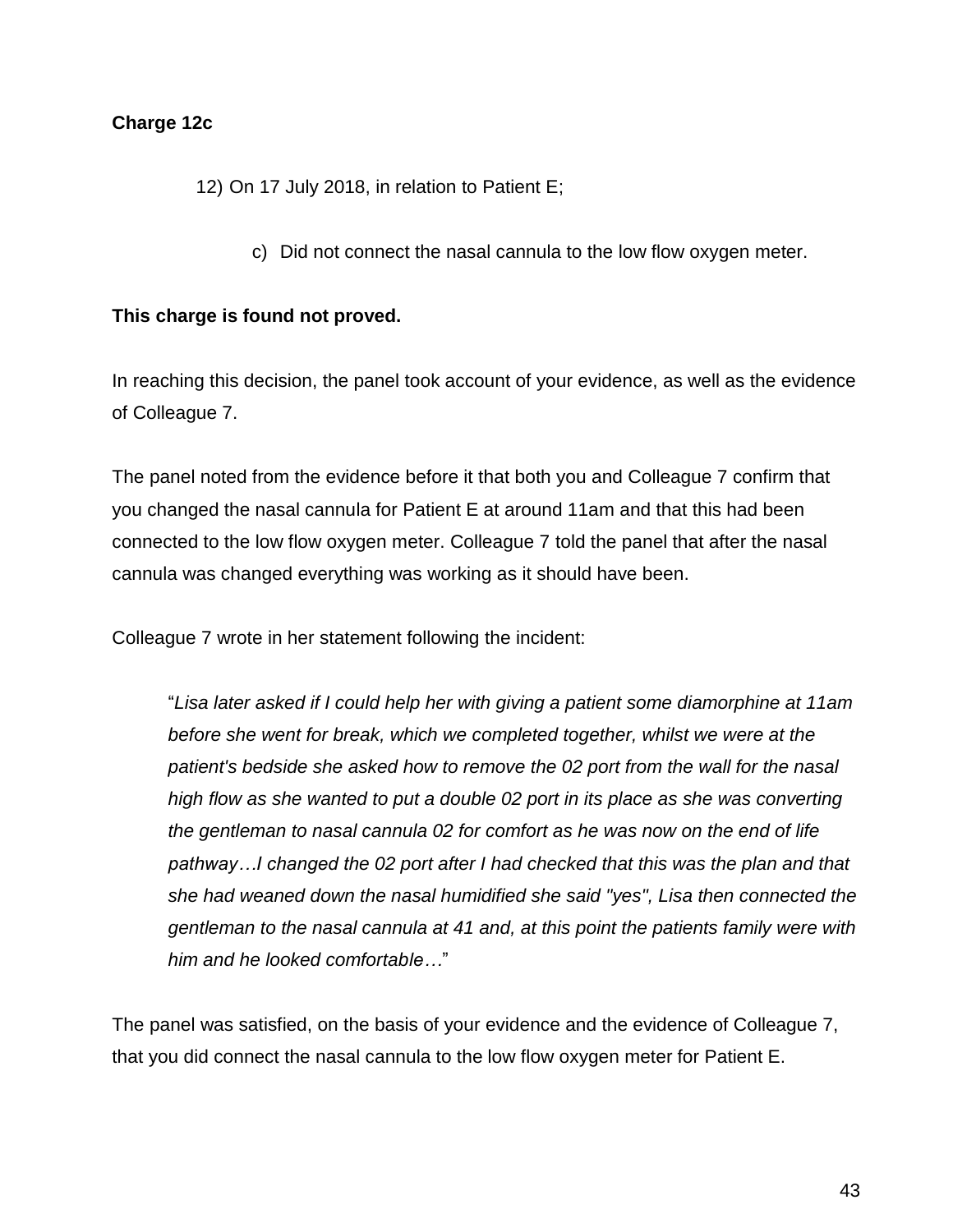**Charge 12c**

12) On 17 July 2018, in relation to Patient E;

c) Did not connect the nasal cannula to the low flow oxygen meter.

**This charge is found not proved.**

In reaching this decision, the panel took account of your evidence, as well as the evidence of Colleague 7.

The panel noted from the evidence before it that both you and Colleague 7 confirm that you changed the nasal cannula for Patient E at around 11am and that this had been connected to the low flow oxygen meter. Colleague 7 told the panel that after the nasal cannula was changed everything was working as it should have been.

Colleague 7 wrote in her statement following the incident:

> "*Lisa later asked if I could help her with giving a patient some diamorphine at 11am before she went for break, which we completed together, whilst we were at the patient's bedside she asked how to remove the 02 port from the wall for the nasal high flow as she wanted to put a double 02 port in its place as she was converting the gentleman to nasal cannula 02 for comfort as he was now on the end of life pathway…I changed the 02 port after I had checked that this was the plan and that she had weaned down the nasal humidified she said "yes", Lisa then connected the gentleman to the nasal cannula at 41 and, at this point the patients family were with him and he looked comfortable…*"

The panel was satisfied, on the basis of your evidence and the evidence of Colleague 7, that you did connect the nasal cannula to the low flow oxygen meter for Patient E.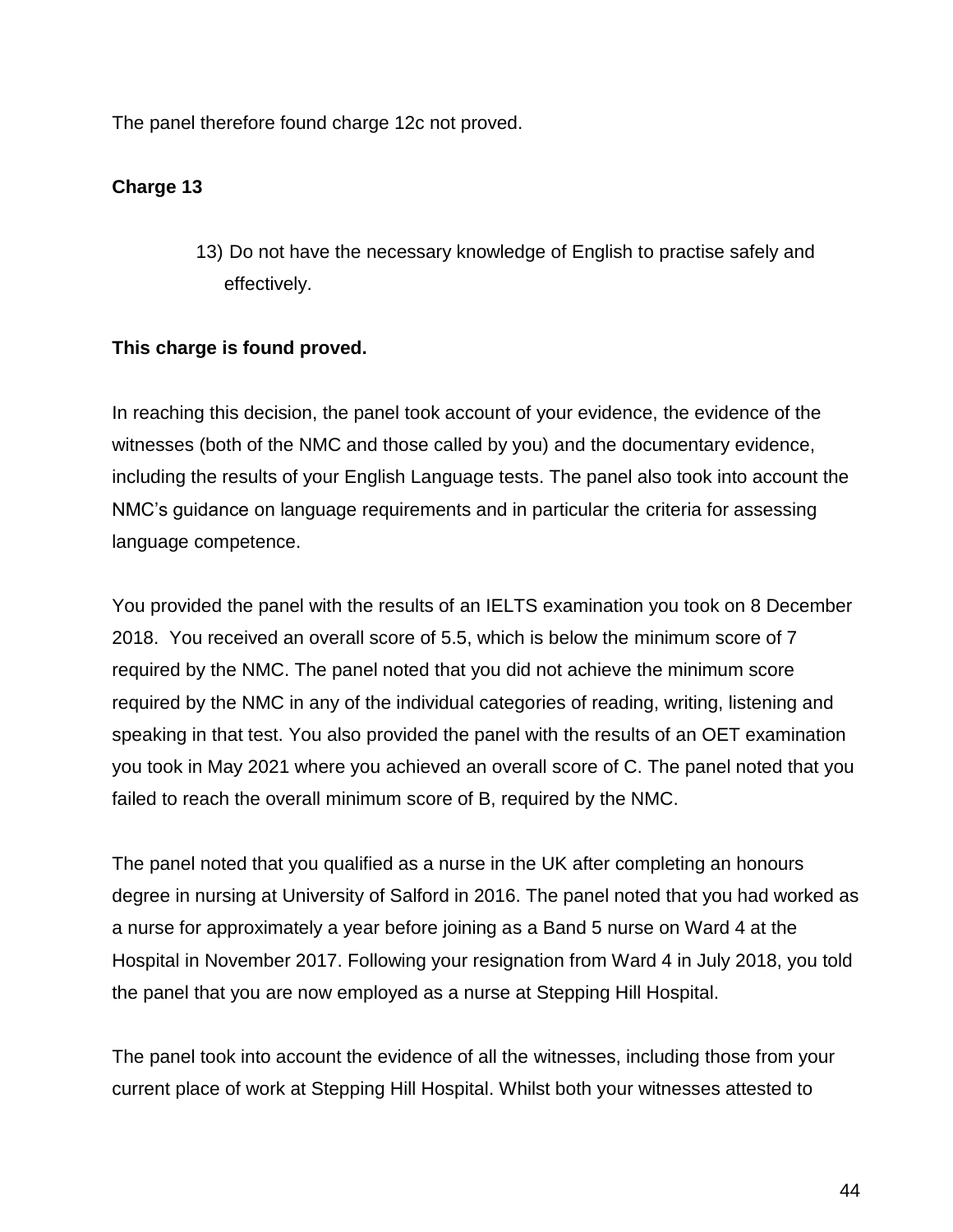The panel therefore found charge 12c not proved.

**Charge 13**

> 13) Do not have the necessary knowledge of English to practise safely and effectively.

**This charge is found proved.**

In reaching this decision, the panel took account of your evidence, the evidence of the witnesses (both of the NMC and those called by you) and the documentary evidence, including the results of your English Language tests. The panel also took into account the NMC's guidance on language requirements and in particular the criteria for assessing language competence.

You provided the panel with the results of an IELTS examination you took on 8 December 2018. You received an overall score of 5.5, which is below the minimum score of 7 required by the NMC. The panel noted that you did not achieve the minimum score required by the NMC in any of the individual categories of reading, writing, listening and speaking in that test. You also provided the panel with the results of an OET examination you took in May 2021 where you achieved an overall score of C. The panel noted that you failed to reach the overall minimum score of B, required by the NMC.

The panel noted that you qualified as a nurse in the UK after completing an honours degree in nursing at University of Salford in 2016. The panel noted that you had worked as a nurse for approximately a year before joining as a Band 5 nurse on Ward 4 at the Hospital in November 2017. Following your resignation from Ward 4 in July 2018, you told the panel that you are now employed as a nurse at Stepping Hill Hospital.

The panel took into account the evidence of all the witnesses, including those from your current place of work at Stepping Hill Hospital. Whilst both your witnesses attested to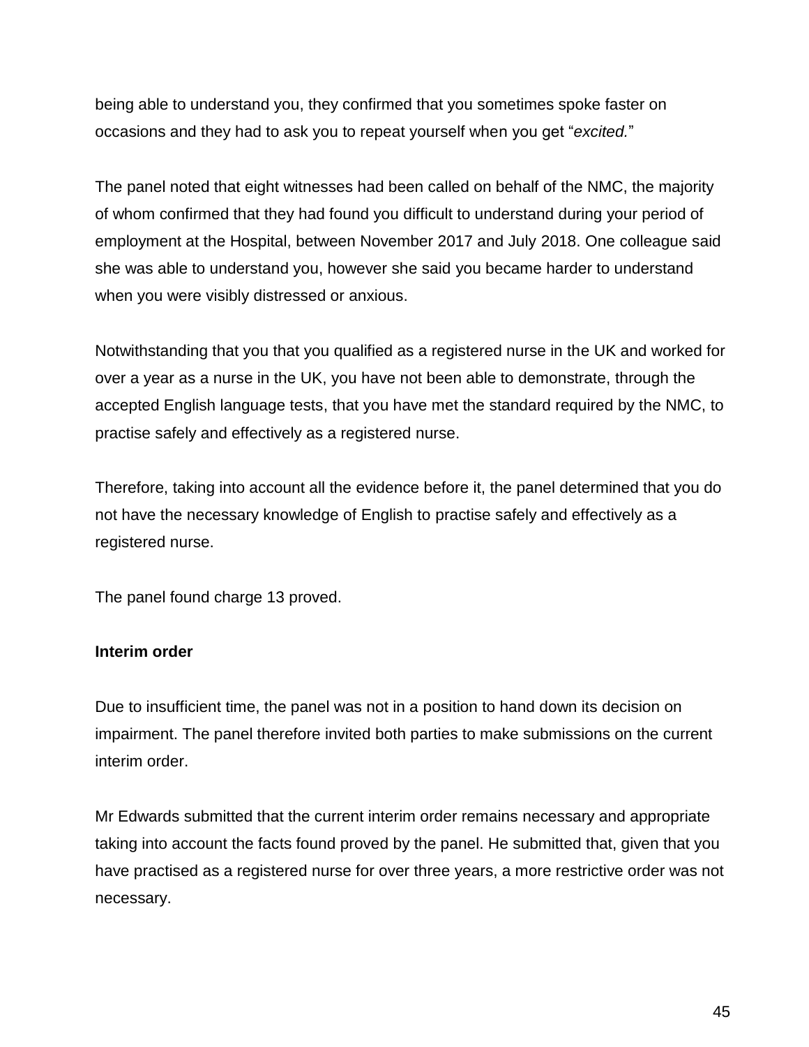being able to understand you, they confirmed that you sometimes spoke faster on occasions and they had to ask you to repeat yourself when you get "*excited.*"

The panel noted that eight witnesses had been called on behalf of the NMC, the majority of whom confirmed that they had found you difficult to understand during your period of employment at the Hospital, between November 2017 and July 2018. One colleague said she was able to understand you, however she said you became harder to understand when you were visibly distressed or anxious.

Notwithstanding that you that you qualified as a registered nurse in the UK and worked for over a year as a nurse in the UK, you have not been able to demonstrate, through the accepted English language tests, that you have met the standard required by the NMC, to practise safely and effectively as a registered nurse.

Therefore, taking into account all the evidence before it, the panel determined that you do not have the necessary knowledge of English to practise safely and effectively as a registered nurse.

The panel found charge 13 proved.

**Interim order**

Due to insufficient time, the panel was not in a position to hand down its decision on impairment. The panel therefore invited both parties to make submissions on the current interim order.

Mr Edwards submitted that the current interim order remains necessary and appropriate taking into account the facts found proved by the panel. He submitted that, given that you have practised as a registered nurse for over three years, a more restrictive order was not necessary.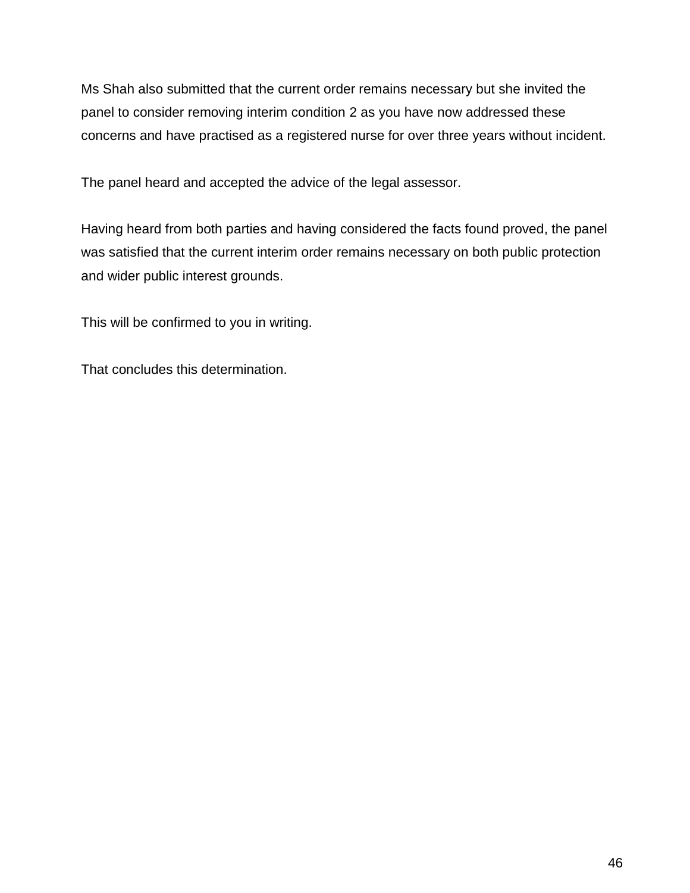Ms Shah also submitted that the current order remains necessary but she invited the panel to consider removing interim condition 2 as you have now addressed these concerns and have practised as a registered nurse for over three years without incident.

The panel heard and accepted the advice of the legal assessor.

Having heard from both parties and having considered the facts found proved, the panel was satisfied that the current interim order remains necessary on both public protection and wider public interest grounds.

This will be confirmed to you in writing.

That concludes this determination.